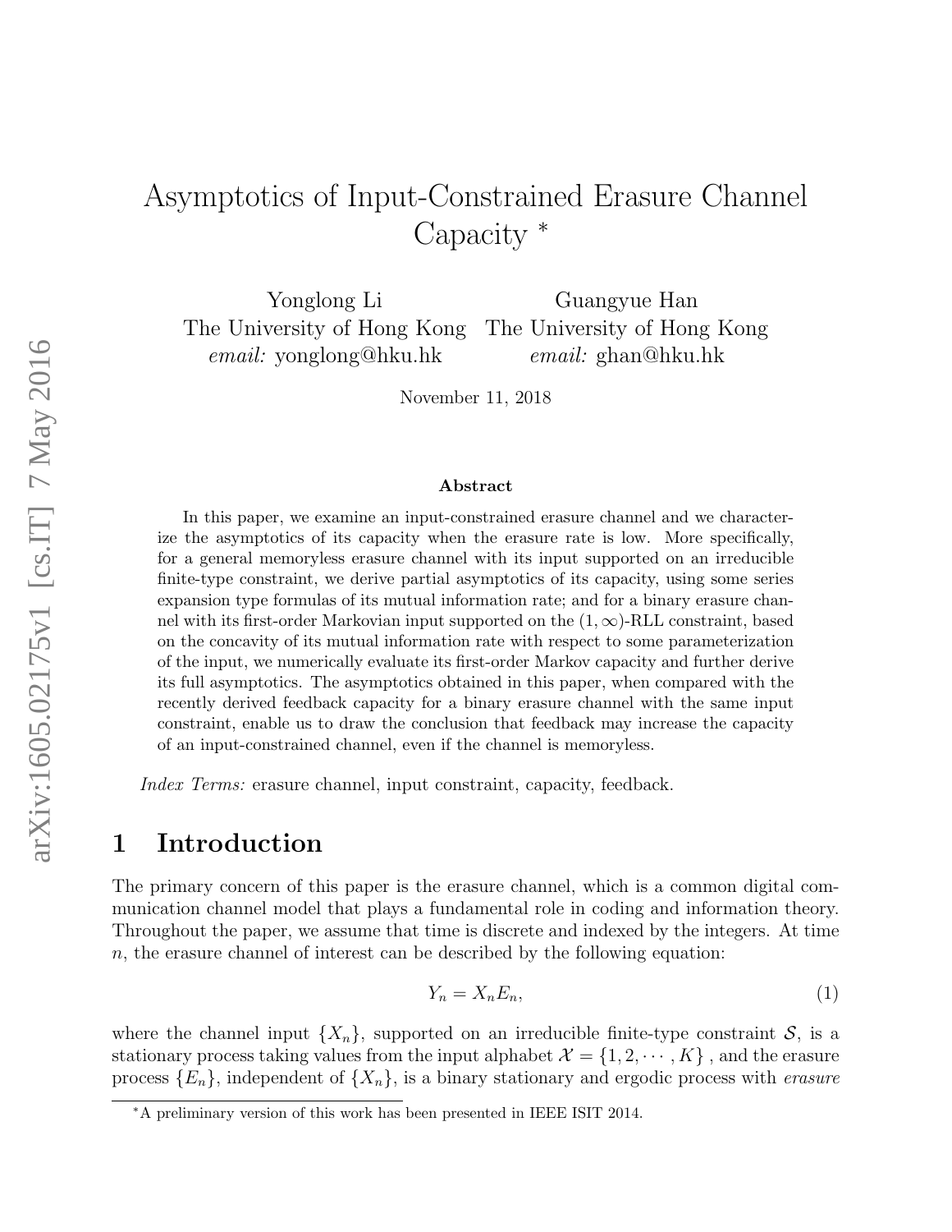# Asymptotics of Input-Constrained Erasure Channel Capacity *

Yonglong Li
The University of Hong Kong
*email:* yonglong@hku.hk

Guangyue Han
The University of Hong Kong
*email:* ghan@hku.hk

November 11, 2018

**Abstract**

In this paper, we examine an input-constrained erasure channel and we characterize the asymptotics of its capacity when the erasure rate is low. More specifically, for a general memoryless erasure channel with its input supported on an irreducible finite-type constraint, we derive partial asymptotics of its capacity, using some series expansion type formulas of its mutual information rate; and for a binary erasure channel with its first-order Markovian input supported on the $(1, \infty)$-RLL constraint, based on the concavity of its mutual information rate with respect to some parameterization of the input, we numerically evaluate its first-order Markov capacity and further derive its full asymptotics. The asymptotics obtained in this paper, when compared with the recently derived feedback capacity for a binary erasure channel with the same input constraint, enable us to draw the conclusion that feedback may increase the capacity of an input-constrained channel, even if the channel is memoryless.

*Index Terms:* erasure channel, input constraint, capacity, feedback.

## 1 Introduction

The primary concern of this paper is the erasure channel, which is a common digital communication channel model that plays a fundamental role in coding and information theory. Throughout the paper, we assume that time is discrete and indexed by the integers. At time $n$, the erasure channel of interest can be described by the following equation:

$$Y_n = X_n E_n, \tag{1}$$

where the channel input $\{X_n\}$, supported on an irreducible finite-type constraint $\mathcal{S}$, is a stationary process taking values from the input alphabet $\mathcal{X} = \{1, 2, \cdots, K\}$ , and the erasure process $\{E_n\}$, independent of $\{X_n\}$, is a binary stationary and ergodic process with *erasure*

*A preliminary version of this work has been presented in IEEE ISIT 2014.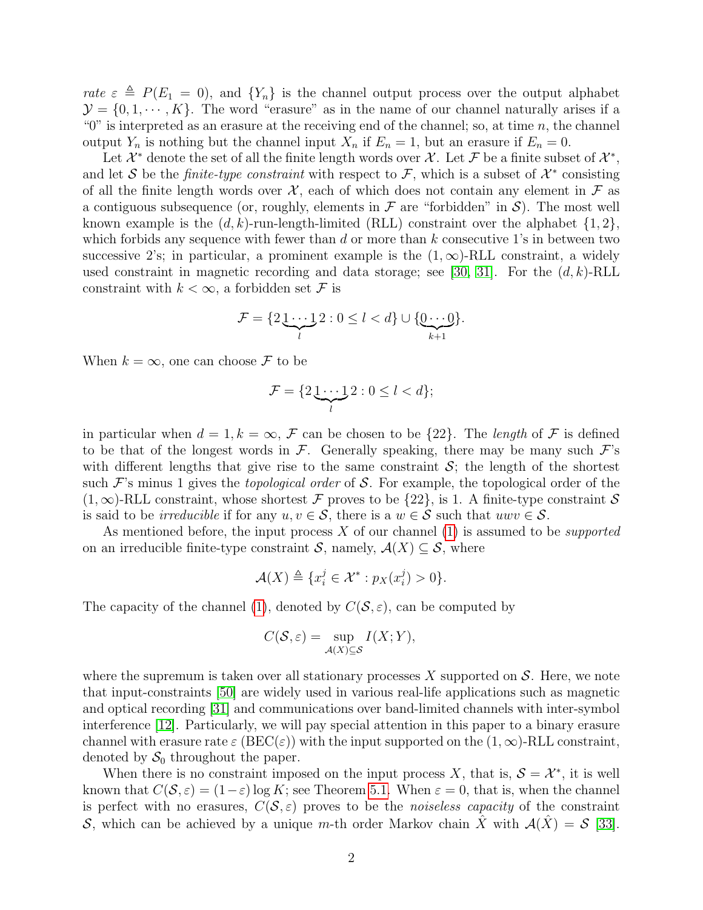*rate* $\varepsilon \triangleq P(E_1 = 0)$, and $\{Y_n\}$ is the channel output process over the output alphabet $\mathcal{Y} = \{0, 1, \cdots, K\}$. The word "erasure" as in the name of our channel naturally arises if a "0" is interpreted as an erasure at the receiving end of the channel; so, at time $n$, the channel output $Y_n$ is nothing but the channel input $X_n$ if $E_n = 1$, but an erasure if $E_n = 0$.

Let $\mathcal{X}^*$ denote the set of all the finite length words over $\mathcal{X}$. Let $\mathcal{F}$ be a finite subset of $\mathcal{X}^*$, and let $\mathcal{S}$ be the *finite-type constraint* with respect to $\mathcal{F}$, which is a subset of $\mathcal{X}^*$ consisting of all the finite length words over $\mathcal{X}$, each of which does not contain any element in $\mathcal{F}$ as a contiguous subsequence (or, roughly, elements in $\mathcal{F}$ are "forbidden" in $\mathcal{S}$). The most well known example is the $(d, k)$-run-length-limited (RLL) constraint over the alphabet $\{1, 2\}$, which forbids any sequence with fewer than $d$ or more than $k$ consecutive 1's in between two successive 2's; in particular, a prominent example is the $(1, \infty)$-RLL constraint, a widely used constraint in magnetic recording and data storage; see [30, 31]. For the $(d, k)$-RLL constraint with $k < \infty$, a forbidden set $\mathcal{F}$ is

$$\mathcal{F} = \{2\underbrace{1 \cdots 1}_{l}2 : 0 \le l < d\} \cup \{\underbrace{0 \cdots 0}_{k+1}\}.$$

When $k = \infty$, one can choose $\mathcal{F}$ to be

$$\mathcal{F} = \{2\underbrace{1 \cdots 1}_{l}2 : 0 \le l < d\};$$

in particular when $d = 1, k = \infty$, $\mathcal{F}$ can be chosen to be $\{22\}$. The *length* of $\mathcal{F}$ is defined to be that of the longest words in $\mathcal{F}$. Generally speaking, there may be many such $\mathcal{F}$'s with different lengths that give rise to the same constraint $\mathcal{S}$; the length of the shortest such $\mathcal{F}$'s minus 1 gives the *topological order* of $\mathcal{S}$. For example, the topological order of the $(1, \infty)$-RLL constraint, whose shortest $\mathcal{F}$ proves to be $\{22\}$, is 1. A finite-type constraint $\mathcal{S}$ is said to be *irreducible* if for any $u, v \in \mathcal{S}$, there is a $w \in \mathcal{S}$ such that $uwv \in \mathcal{S}$.

As mentioned before, the input process $X$ of our channel (1) is assumed to be *supported* on an irreducible finite-type constraint $\mathcal{S}$, namely, $\mathcal{A}(X) \subseteq \mathcal{S}$, where

$$\mathcal{A}(X) \triangleq \{x_i^j \in \mathcal{X}^* : p_X(x_i^j) > 0\}.$$

The capacity of the channel (1), denoted by $C(\mathcal{S}, \varepsilon)$, can be computed by

$$C(\mathcal{S}, \varepsilon) = \sup_{\mathcal{A}(X) \subseteq \mathcal{S}} I(X; Y),$$

where the supremum is taken over all stationary processes $X$ supported on $\mathcal{S}$. Here, we note that input-constraints [50] are widely used in various real-life applications such as magnetic and optical recording [31] and communications over band-limited channels with inter-symbol interference [12]. Particularly, we will pay special attention in this paper to a binary erasure channel with erasure rate $\varepsilon$ (BEC($\varepsilon$)) with the input supported on the $(1, \infty)$-RLL constraint, denoted by $\mathcal{S}_0$ throughout the paper.

When there is no constraint imposed on the input process $X$, that is, $\mathcal{S} = \mathcal{X}^*$, it is well known that $C(\mathcal{S}, \varepsilon) = (1 - \varepsilon) \log K$; see Theorem 5.1. When $\varepsilon = 0$, that is, when the channel is perfect with no erasures, $C(\mathcal{S}, \varepsilon)$ proves to be the *noiseless capacity* of the constraint $\mathcal{S}$, which can be achieved by a unique $m$-th order Markov chain $\hat{X}$ with $\mathcal{A}(\hat{X}) = \mathcal{S}$ [33].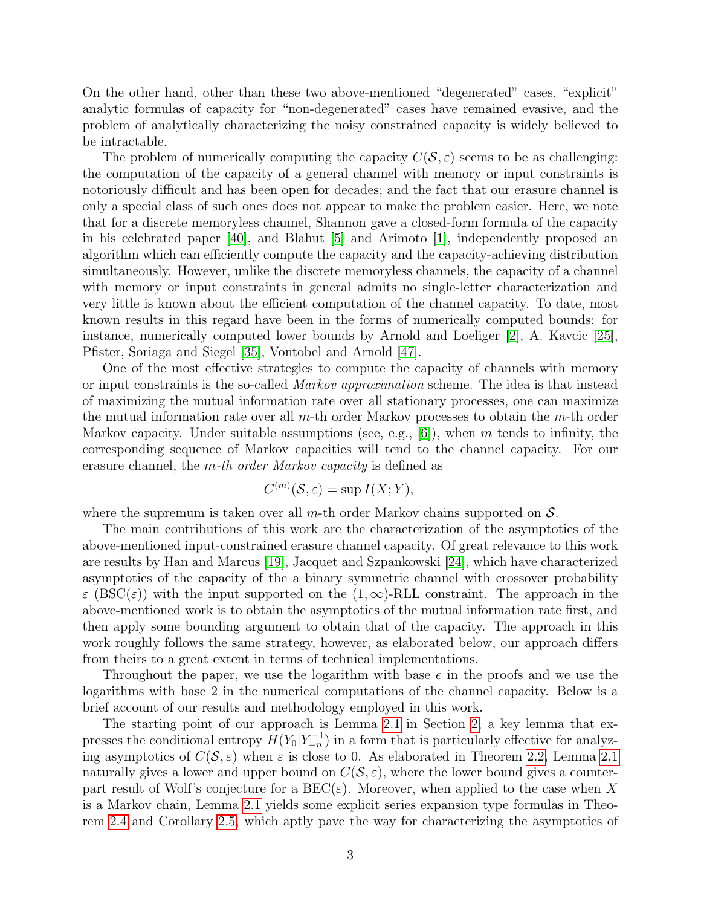On the other hand, other than these two above-mentioned "degenerated" cases, "explicit" analytic formulas of capacity for "non-degenerated" cases have remained evasive, and the problem of analytically characterizing the noisy constrained capacity is widely believed to be intractable.

The problem of numerically computing the capacity $C(\mathcal{S}, \varepsilon)$ seems to be as challenging: the computation of the capacity of a general channel with memory or input constraints is notoriously difficult and has been open for decades; and the fact that our erasure channel is only a special class of such ones does not appear to make the problem easier. Here, we note that for a discrete memoryless channel, Shannon gave a closed-form formula of the capacity in his celebrated paper [40], and Blahut [5] and Arimoto [1], independently proposed an algorithm which can efficiently compute the capacity and the capacity-achieving distribution simultaneously. However, unlike the discrete memoryless channels, the capacity of a channel with memory or input constraints in general admits no single-letter characterization and very little is known about the efficient computation of the channel capacity. To date, most known results in this regard have been in the forms of numerically computed bounds: for instance, numerically computed lower bounds by Arnold and Loeliger [2], A. Kavcic [25], Pfister, Soriaga and Siegel [35], Vontobel and Arnold [47].

One of the most effective strategies to compute the capacity of channels with memory or input constraints is the so-called *Markov approximation* scheme. The idea is that instead of maximizing the mutual information rate over all stationary processes, one can maximize the mutual information rate over all $m$-th order Markov processes to obtain the $m$-th order Markov capacity. Under suitable assumptions (see, e.g., [6]), when $m$ tends to infinity, the corresponding sequence of Markov capacities will tend to the channel capacity. For our erasure channel, the *$m$-th order Markov capacity* is defined as

$$C^{(m)}(\mathcal{S}, \varepsilon) = \sup I(X; Y),$$

where the supremum is taken over all $m$-th order Markov chains supported on $\mathcal{S}$.

The main contributions of this work are the characterization of the asymptotics of the above-mentioned input-constrained erasure channel capacity. Of great relevance to this work are results by Han and Marcus [19], Jacquet and Szpankowski [24], which have characterized asymptotics of the capacity of the a binary symmetric channel with crossover probability $\varepsilon$ (BSC($\varepsilon$)) with the input supported on the $(1, \infty)$-RLL constraint. The approach in the above-mentioned work is to obtain the asymptotics of the mutual information rate first, and then apply some bounding argument to obtain that of the capacity. The approach in this work roughly follows the same strategy, however, as elaborated below, our approach differs from theirs to a great extent in terms of technical implementations.

Throughout the paper, we use the logarithm with base $e$ in the proofs and we use the logarithms with base 2 in the numerical computations of the channel capacity. Below is a brief account of our results and methodology employed in this work.

The starting point of our approach is Lemma 2.1 in Section 2, a key lemma that expresses the conditional entropy $H(Y_0|Y_{-n}^{-1})$ in a form that is particularly effective for analyzing asymptotics of $C(\mathcal{S}, \varepsilon)$ when $\varepsilon$ is close to 0. As elaborated in Theorem 2.2, Lemma 2.1 naturally gives a lower and upper bound on $C(\mathcal{S}, \varepsilon)$, where the lower bound gives a counterpart result of Wolf's conjecture for a BEC($\varepsilon$). Moreover, when applied to the case when $X$ is a Markov chain, Lemma 2.1 yields some explicit series expansion type formulas in Theorem 2.4 and Corollary 2.5, which aptly pave the way for characterizing the asymptotics of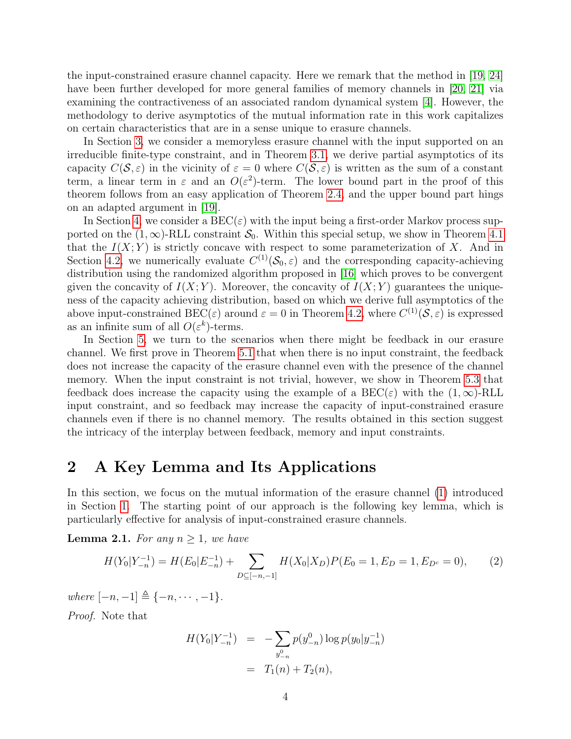the input-constrained erasure channel capacity. Here we remark that the method in [19, 24] have been further developed for more general families of memory channels in [20, 21] via examining the contractiveness of an associated random dynamical system [4]. However, the methodology to derive asymptotics of the mutual information rate in this work capitalizes on certain characteristics that are in a sense unique to erasure channels.

In Section 3, we consider a memoryless erasure channel with the input supported on an irreducible finite-type constraint, and in Theorem 3.1, we derive partial asymptotics of its capacity $C(\mathcal{S}, \varepsilon)$ in the vicinity of $\varepsilon = 0$ where $C(\mathcal{S}, \varepsilon)$ is written as the sum of a constant term, a linear term in $\varepsilon$ and an $O(\varepsilon^2)$-term. The lower bound part in the proof of this theorem follows from an easy application of Theorem 2.4, and the upper bound part hings on an adapted argument in [19].

In Section 4, we consider a BEC($\varepsilon$) with the input being a first-order Markov process supported on the $(1, \infty)$-RLL constraint $\mathcal{S}_0$. Within this special setup, we show in Theorem 4.1 that the $I(X;Y)$ is strictly concave with respect to some parameterization of $X$. And in Section 4.2, we numerically evaluate $C^{(1)}(\mathcal{S}_0, \varepsilon)$ and the corresponding capacity-achieving distribution using the randomized algorithm proposed in [16] which proves to be convergent given the concavity of $I(X;Y)$. Moreover, the concavity of $I(X;Y)$ guarantees the uniqueness of the capacity achieving distribution, based on which we derive full asymptotics of the above input-constrained BEC($\varepsilon$) around $\varepsilon = 0$ in Theorem 4.2, where $C^{(1)}(\mathcal{S}, \varepsilon)$ is expressed as an infinite sum of all $O(\varepsilon^k)$-terms.

In Section 5, we turn to the scenarios when there might be feedback in our erasure channel. We first prove in Theorem 5.1 that when there is no input constraint, the feedback does not increase the capacity of the erasure channel even with the presence of the channel memory. When the input constraint is not trivial, however, we show in Theorem 5.3 that feedback does increase the capacity using the example of a BEC($\varepsilon$) with the $(1, \infty)$-RLL input constraint, and so feedback may increase the capacity of input-constrained erasure channels even if there is no channel memory. The results obtained in this section suggest the intricacy of the interplay between feedback, memory and input constraints.

# 2 A Key Lemma and Its Applications

In this section, we focus on the mutual information of the erasure channel (1) introduced in Section 1. The starting point of our approach is the following key lemma, which is particularly effective for analysis of input-constrained erasure channels.

**Lemma 2.1.** *For any $n \geq 1$, we have*

$$H(Y_0|Y_{-n}^{-1}) = H(E_0|E_{-n}^{-1}) + \sum_{D \subseteq [-n,-1]} H(X_0|X_D) P(E_0 = 1, E_D = 1, E_{D^c} = 0), \tag{2}$$

*where $[-n, -1] \triangleq \{-n, \cdots, -1\}$.*

*Proof.* Note that

$$\begin{aligned} H(Y_0|Y_{-n}^{-1}) &= -\sum_{y_{-n}^0} p(y_{-n}^0) \log p(y_0|y_{-n}^{-1}) \\ &= T_1(n) + T_2(n), \end{aligned}$$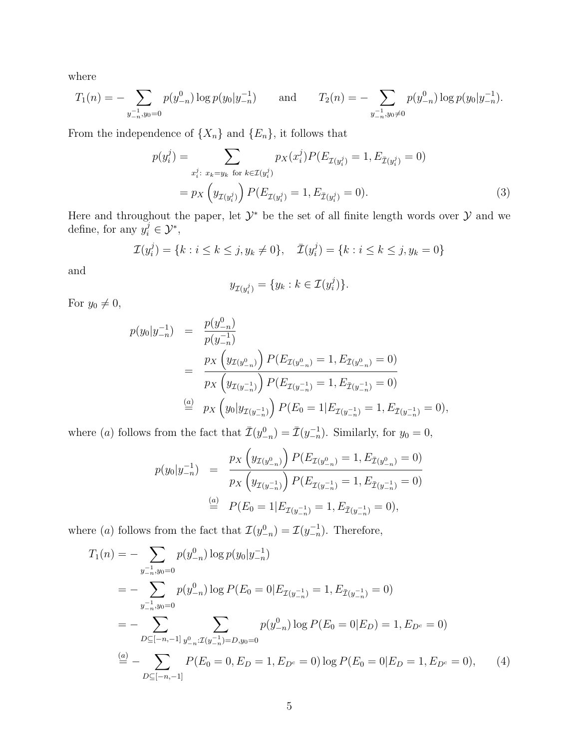where

$$T_1(n) = -\sum_{y_{-n}^{-1}, y_0=0} p(y_{-n}^0) \log p(y_0|y_{-n}^{-1}) \qquad \text{and} \qquad T_2(n) = -\sum_{y_{-n}^{-1}, y_0 \neq 0} p(y_{-n}^0) \log p(y_0|y_{-n}^{-1}).$$

From the independence of $\{X_n\}$ and $\{E_n\}$, it follows that

$$\begin{aligned} p(y_i^j) &= \sum_{x_i^j:\ x_k = y_k \text{ for } k \in \mathcal{I}(y_i^j)} p_X(x_i^j) P(E_{\mathcal{I}(y_i^j)} = 1, E_{\bar{\mathcal{I}}(y_i^j)} = 0) \\ &= p_X\left(y_{\mathcal{I}(y_i^j)}\right) P(E_{\mathcal{I}(y_i^j)} = 1, E_{\bar{\mathcal{I}}(y_i^j)} = 0). \end{aligned} \tag{3}$$

Here and throughout the paper, let $\mathcal{Y}^*$ be the set of all finite length words over $\mathcal{Y}$ and we define, for any $y_i^j \in \mathcal{Y}^*$,

$$\mathcal{I}(y_i^j) = \{k : i \leq k \leq j, y_k \neq 0\}, \quad \bar{\mathcal{I}}(y_i^j) = \{k : i \leq k \leq j, y_k = 0\}$$

and

$$y_{\mathcal{I}(y_i^j)} = \{y_k : k \in \mathcal{I}(y_i^j)\}.$$

For $y_0 \neq 0$,

$$\begin{aligned} p(y_0|y_{-n}^{-1}) &= \frac{p(y_{-n}^0)}{p(y_{-n}^{-1})} \\ &= \frac{p_X\left(y_{\mathcal{I}(y_{-n}^0)}\right) P(E_{\mathcal{I}(y_{-n}^0)} = 1, E_{\bar{\mathcal{I}}(y_{-n}^0)} = 0)}{p_X\left(y_{\mathcal{I}(y_{-n}^{-1})}\right) P(E_{\mathcal{I}(y_{-n}^{-1})} = 1, E_{\bar{\mathcal{I}}(y_{-n}^{-1})} = 0)} \\ &\stackrel{(a)}{=} p_X\left(y_0|y_{\mathcal{I}(y_{-n}^{-1})}\right) P(E_0 = 1|E_{\mathcal{I}(y_{-n}^{-1})} = 1, E_{\bar{\mathcal{I}}(y_{-n}^{-1})} = 0), \end{aligned}$$

where $(a)$ follows from the fact that $\bar{\mathcal{I}}(y_{-n}^0) = \bar{\mathcal{I}}(y_{-n}^{-1})$. Similarly, for $y_0 = 0$,

$$\begin{aligned} p(y_0|y_{-n}^{-1}) &= \frac{p_X\left(y_{\mathcal{I}(y_{-n}^0)}\right) P(E_{\mathcal{I}(y_{-n}^0)} = 1, E_{\bar{\mathcal{I}}(y_{-n}^0)} = 0)}{p_X\left(y_{\mathcal{I}(y_{-n}^{-1})}\right) P(E_{\mathcal{I}(y_{-n}^{-1})} = 1, E_{\bar{\mathcal{I}}(y_{-n}^{-1})} = 0)} \\ &\stackrel{(a)}{=} P(E_0 = 1|E_{\mathcal{I}(y_{-n}^{-1})} = 1, E_{\bar{\mathcal{I}}(y_{-n}^{-1})} = 0), \end{aligned}$$

where $(a)$ follows from the fact that $\mathcal{I}(y_{-n}^0) = \mathcal{I}(y_{-n}^{-1})$. Therefore,

$$\begin{aligned} T_1(n) &= -\sum_{y_{-n}^{-1}, y_0=0} p(y_{-n}^0) \log p(y_0|y_{-n}^{-1}) \\ &= -\sum_{y_{-n}^{-1}, y_0=0} p(y_{-n}^0) \log P(E_0 = 0|E_{\mathcal{I}(y_{-n}^{-1})} = 1, E_{\bar{\mathcal{I}}(y_{-n}^{-1})} = 0) \\ &= -\sum_{D \subseteq [-n,-1]} \sum_{y_{-n}^0 : \mathcal{I}(y_{-n}^{-1}) = D, y_0 = 0} p(y_{-n}^0) \log P(E_0 = 0|E_D) = 1, E_{D^c} = 0) \\ &\stackrel{(a)}{=} -\sum_{D \subseteq [-n,-1]} P(E_0 = 0, E_D = 1, E_{D^c} = 0) \log P(E_0 = 0|E_D = 1, E_{D^c} = 0), \end{aligned} \tag{4}$$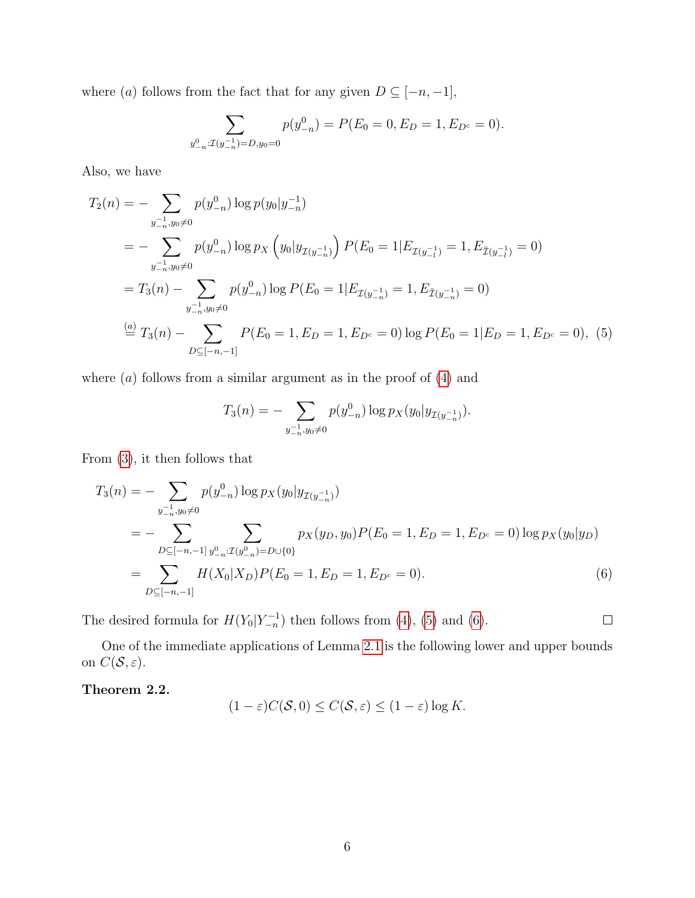where $(a)$ follows from the fact that for any given $D \subseteq [-n, -1]$,

$$\sum_{y_{-n}^{0}: \mathcal{I}(y_{-n}^{-1})=D, y_0=0} p(y_{-n}^{0}) = P(E_0 = 0, E_D = 1, E_{D^c} = 0).$$

Also, we have

$$\begin{aligned}
T_2(n) &= -\sum_{y_{-n}^{-1}, y_0 \neq 0} p(y_{-n}^{0}) \log p(y_0 | y_{-n}^{-1}) \\
&= -\sum_{y_{-n}^{-1}, y_0 \neq 0} p(y_{-n}^{0}) \log p_X\left(y_0 | y_{\mathcal{I}(y_{-n}^{-1})}\right) P(E_0 = 1 | E_{\mathcal{I}(y_{-l}^{-1})} = 1, E_{\bar{\mathcal{I}}(y_{-l}^{-1})} = 0) \\
&= T_3(n) - \sum_{y_{-n}^{-1}, y_0 \neq 0} p(y_{-n}^{0}) \log P(E_0 = 1 | E_{\mathcal{I}(y_{-n}^{-1})} = 1, E_{\bar{\mathcal{I}}(y_{-n}^{-1})} = 0) \\
&\stackrel{(a)}{=} T_3(n) - \sum_{D \subseteq [-n,-1]} P(E_0 = 1, E_D = 1, E_{D^c} = 0) \log P(E_0 = 1 | E_D = 1, E_{D^c} = 0), \quad (5)
\end{aligned}$$

where $(a)$ follows from a similar argument as in the proof of (4) and

$$T_3(n) = -\sum_{y_{-n}^{-1}, y_0 \neq 0} p(y_{-n}^{0}) \log p_X(y_0 | y_{\mathcal{I}(y_{-n}^{-1})}).$$

From (3), it then follows that

$$\begin{aligned}
T_3(n) &= -\sum_{y_{-n}^{-1}, y_0 \neq 0} p(y_{-n}^{0}) \log p_X(y_0 | y_{\mathcal{I}(y_{-n}^{-1})}) \\
&= -\sum_{D \subseteq [-n,-1]} \sum_{y_{-n}^{0}: \mathcal{I}(y_{-n}^{0}) = D \cup \{0\}} p_X(y_D, y_0) P(E_0 = 1, E_D = 1, E_{D^c} = 0) \log p_X(y_0 | y_D) \\
&= \sum_{D \subseteq [-n,-1]} H(X_0 | X_D) P(E_0 = 1, E_D = 1, E_{D^c} = 0). \quad (6)
\end{aligned}$$

The desired formula for $H(Y_0 | Y_{-n}^{-1})$ then follows from (4), (5) and (6). □

One of the immediate applications of Lemma 2.1 is the following lower and upper bounds on $C(\mathcal{S}, \varepsilon)$.

**Theorem 2.2.**

$$(1 - \varepsilon) C(\mathcal{S}, 0) \leq C(\mathcal{S}, \varepsilon) \leq (1 - \varepsilon) \log K.$$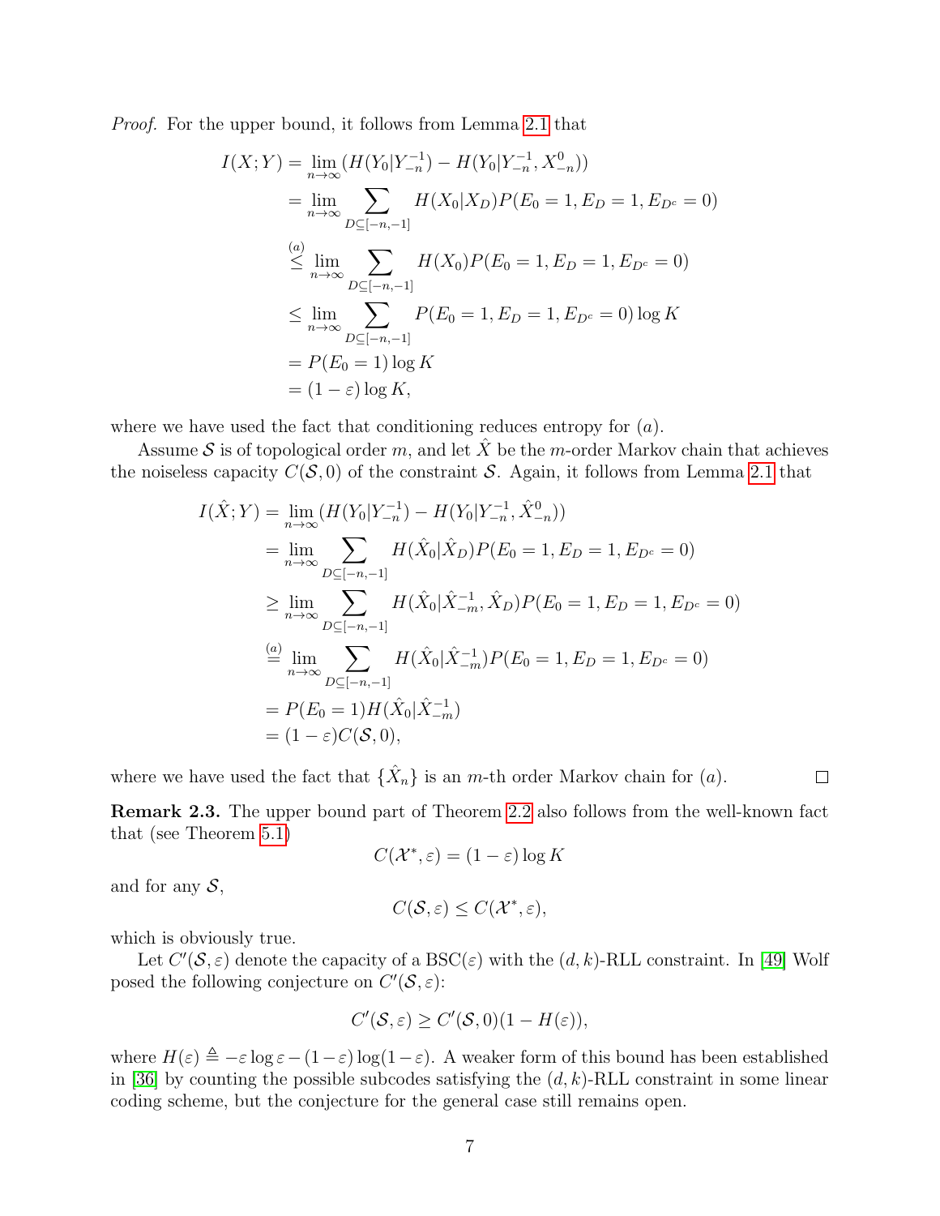*Proof.* For the upper bound, it follows from Lemma 2.1 that

$$
\begin{aligned}
I(X;Y) &= \lim_{n\to\infty} (H(Y_0|Y_{-n}^{-1}) - H(Y_0|Y_{-n}^{-1}, X_{-n}^{0})) \\
&= \lim_{n\to\infty} \sum_{D\subseteq[-n,-1]} H(X_0|X_D) P(E_0=1, E_D=1, E_{D^c}=0) \\
&\stackrel{(a)}{\leq} \lim_{n\to\infty} \sum_{D\subseteq[-n,-1]} H(X_0) P(E_0=1, E_D=1, E_{D^c}=0) \\
&\leq \lim_{n\to\infty} \sum_{D\subseteq[-n,-1]} P(E_0=1, E_D=1, E_{D^c}=0) \log K \\
&= P(E_0=1)\log K \\
&= (1-\varepsilon)\log K,
\end{aligned}
$$

where we have used the fact that conditioning reduces entropy for $(a)$.

Assume $\mathcal{S}$ is of topological order $m$, and let $\hat{X}$ be the $m$-order Markov chain that achieves the noiseless capacity $C(\mathcal{S},0)$ of the constraint $\mathcal{S}$. Again, it follows from Lemma 2.1 that

$$
\begin{aligned}
I(\hat{X};Y) &= \lim_{n\to\infty} (H(Y_0|Y_{-n}^{-1}) - H(Y_0|Y_{-n}^{-1}, \hat{X}_{-n}^{0})) \\
&= \lim_{n\to\infty} \sum_{D\subseteq[-n,-1]} H(\hat{X}_0|\hat{X}_D) P(E_0=1, E_D=1, E_{D^c}=0) \\
&\geq \lim_{n\to\infty} \sum_{D\subseteq[-n,-1]} H(\hat{X}_0|\hat{X}_{-m}^{-1}, \hat{X}_D) P(E_0=1, E_D=1, E_{D^c}=0) \\
&\stackrel{(a)}{=} \lim_{n\to\infty} \sum_{D\subseteq[-n,-1]} H(\hat{X}_0|\hat{X}_{-m}^{-1}) P(E_0=1, E_D=1, E_{D^c}=0) \\
&= P(E_0=1) H(\hat{X}_0|\hat{X}_{-m}^{-1}) \\
&= (1-\varepsilon) C(\mathcal{S},0),
\end{aligned}
$$

where we have used the fact that $\{\hat{X}_n\}$ is an $m$-th order Markov chain for $(a)$. ∎

**Remark 2.3.** The upper bound part of Theorem 2.2 also follows from the well-known fact that (see Theorem 5.1)

$$C(\mathcal{X}^*, \varepsilon) = (1-\varepsilon)\log K$$

and for any $\mathcal{S}$,

$$C(\mathcal{S}, \varepsilon) \leq C(\mathcal{X}^*, \varepsilon),$$

which is obviously true.

Let $C'(\mathcal{S},\varepsilon)$ denote the capacity of a BSC($\varepsilon$) with the $(d,k)$-RLL constraint. In [49] Wolf posed the following conjecture on $C'(\mathcal{S},\varepsilon)$:

$$C'(\mathcal{S},\varepsilon) \geq C'(\mathcal{S},0)(1-H(\varepsilon)),$$

where $H(\varepsilon) \triangleq -\varepsilon\log\varepsilon - (1-\varepsilon)\log(1-\varepsilon)$. A weaker form of this bound has been established in [36] by counting the possible subcodes satisfying the $(d,k)$-RLL constraint in some linear coding scheme, but the conjecture for the general case still remains open.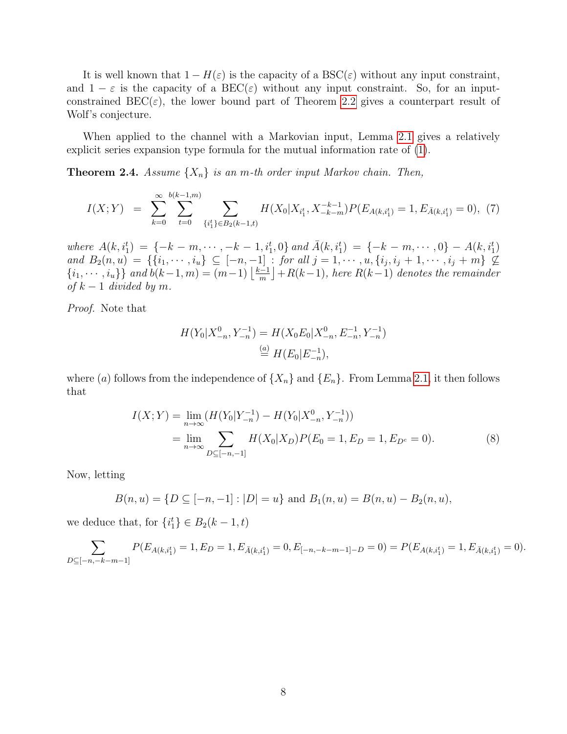It is well known that $1 - H(\varepsilon)$ is the capacity of a BSC($\varepsilon$) without any input constraint, and $1-\varepsilon$ is the capacity of a BEC($\varepsilon$) without any input constraint. So, for an input-constrained BEC($\varepsilon$), the lower bound part of Theorem 2.2 gives a counterpart result of Wolf's conjecture.

When applied to the channel with a Markovian input, Lemma 2.1 gives a relatively explicit series expansion type formula for the mutual information rate of (1).

**Theorem 2.4.** *Assume $\{X_n\}$ is an $m$-th order input Markov chain. Then,*

$$I(X;Y) \;=\; \sum_{k=0}^{\infty} \sum_{t=0}^{b(k-1,m)} \sum_{\{i_1^t\} \in B_2(k-1,t)} H(X_0 | X_{i_1^t}, X_{-k-m}^{-k-1}) P(E_{A(k,i_1^t)} = 1, E_{\bar{A}(k,i_1^t)} = 0), \quad (7)$$

*where $A(k, i_1^t) = \{-k-m, \cdots, -k-1, i_1^t, 0\}$ and $\bar{A}(k, i_1^t) = \{-k-m, \cdots, 0\} - A(k, i_1^t)$ and $B_2(n, u) = \{\{i_1, \cdots, i_u\} \subseteq [-n, -1] : \text{for all } j = 1, \cdots, u, \{i_j, i_j+1, \cdots, i_j+m\} \not\subseteq \{i_1, \cdots, i_u\}\}$ and $b(k-1,m) = (m-1)\left\lfloor \frac{k-1}{m} \right\rfloor + R(k-1)$, here $R(k-1)$ denotes the remainder of $k-1$ divided by $m$.*

*Proof.* Note that

$$\begin{aligned} H(Y_0|X_{-n}^0, Y_{-n}^{-1}) &= H(X_0 E_0 | X_{-n}^0, E_{-n}^{-1}, Y_{-n}^{-1}) \\ &\overset{(a)}{=} H(E_0 | E_{-n}^{-1}), \end{aligned}$$

where $(a)$ follows from the independence of $\{X_n\}$ and $\{E_n\}$. From Lemma 2.1, it then follows that

$$\begin{aligned} I(X;Y) &= \lim_{n\to\infty} (H(Y_0|Y_{-n}^{-1}) - H(Y_0|X_{-n}^0, Y_{-n}^{-1})) \\ &= \lim_{n\to\infty} \sum_{D \subseteq [-n,-1]} H(X_0|X_D) P(E_0 = 1, E_D = 1, E_{D^c} = 0). \end{aligned} \quad (8)$$

Now, letting

$$B(n,u) = \{D \subseteq [-n,-1] : |D| = u\} \text{ and } B_1(n,u) = B(n,u) - B_2(n,u),$$

we deduce that, for $\{i_1^t\} \in B_2(k-1,t)$

$$\sum_{D \subseteq [-n,-k-m-1]} P(E_{A(k,i_1^t)} = 1, E_D = 1, E_{\bar{A}(k,i_1^t)} = 0, E_{[-n,-k-m-1]-D} = 0) = P(E_{A(k,i_1^t)} = 1, E_{\bar{A}(k,i_1^t)} = 0).$$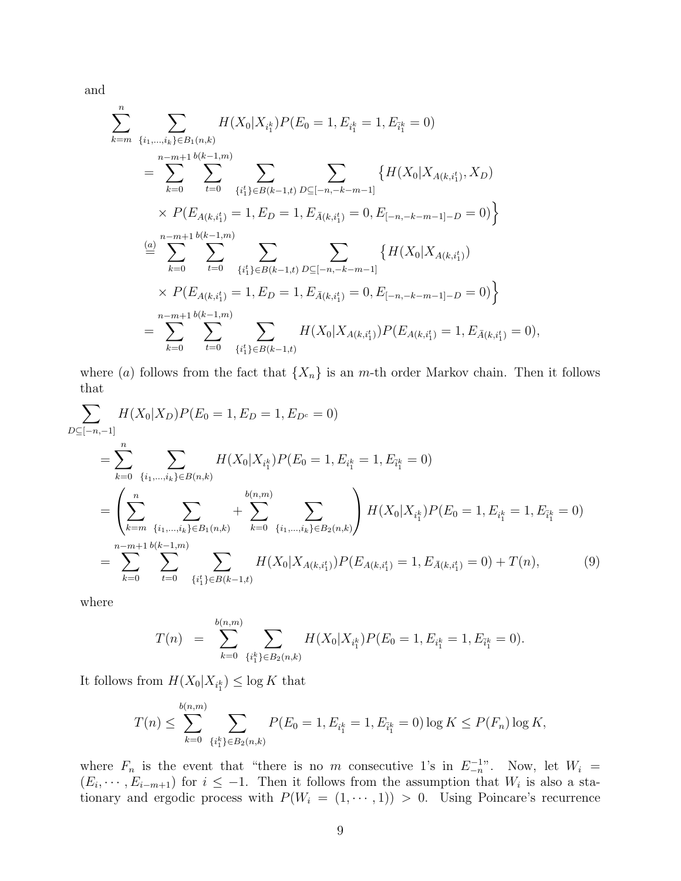and

$$
\begin{aligned}
\sum_{k=m}^{n} & \sum_{\{i_1,\ldots,i_k\}\in B_1(n,k)} H(X_0|X_{i_1^k})P(E_0=1, E_{i_1^k}=1, E_{\bar{i}_1^k}=0) \\
&= \sum_{k=0}^{n-m+1}\sum_{t=0}^{b(k-1,m)}\sum_{\{i_1^t\}\in B(k-1,t)}\sum_{D\subseteq[-n,-k-m-1]} \big\{H(X_0|X_{A(k,i_1^t)}, X_D) \\
&\quad \times P(E_{A(k,i_1^t)}=1, E_D=1, E_{\bar{A}(k,i_1^t)}=0, E_{[-n,-k-m-1]-D}=0)\big\} \\
&\overset{(a)}{=} \sum_{k=0}^{n-m+1}\sum_{t=0}^{b(k-1,m)}\sum_{\{i_1^t\}\in B(k-1,t)}\sum_{D\subseteq[-n,-k-m-1]} \big\{H(X_0|X_{A(k,i_1^t)}) \\
&\quad \times P(E_{A(k,i_1^t)}=1, E_D=1, E_{\bar{A}(k,i_1^t)}=0, E_{[-n,-k-m-1]-D}=0)\big\} \\
&= \sum_{k=0}^{n-m+1}\sum_{t=0}^{b(k-1,m)}\sum_{\{i_1^t\}\in B(k-1,t)} H(X_0|X_{A(k,i_1^t)})P(E_{A(k,i_1^t)}=1, E_{\bar{A}(k,i_1^t)}=0),
\end{aligned}
$$

where $(a)$ follows from the fact that $\{X_n\}$ is an $m$-th order Markov chain. Then it follows that

$$
\begin{aligned}
\sum_{D\subseteq[-n,-1]} & H(X_0|X_D)P(E_0=1, E_D=1, E_{D^c}=0) \\
&= \sum_{k=0}^{n}\sum_{\{i_1,\ldots,i_k\}\in B(n,k)} H(X_0|X_{i_1^k})P(E_0=1, E_{i_1^k}=1, E_{\bar{i}_1^k}=0) \\
&= \left(\sum_{k=m}^{n}\sum_{\{i_1,\ldots,i_k\}\in B_1(n,k)} + \sum_{k=0}^{b(n,m)}\sum_{\{i_1,\ldots,i_k\}\in B_2(n,k)}\right) H(X_0|X_{i_1^k})P(E_0=1, E_{i_1^k}=1, E_{\bar{i}_1^k}=0) \\
&= \sum_{k=0}^{n-m+1}\sum_{t=0}^{b(k-1,m)}\sum_{\{i_1^t\}\in B(k-1,t)} H(X_0|X_{A(k,i_1^t)})P(E_{A(k,i_1^t)}=1, E_{\bar{A}(k,i_1^t)}=0) + T(n), \qquad (9)
\end{aligned}
$$

where

$$
T(n) \;=\; \sum_{k=0}^{b(n,m)}\sum_{\{i_1^k\}\in B_2(n,k)} H(X_0|X_{i_1^k})P(E_0=1, E_{i_1^k}=1, E_{\bar{i}_1^k}=0).
$$

It follows from $H(X_0|X_{i_1^k}) \le \log K$ that

$$
T(n) \le \sum_{k=0}^{b(n,m)}\sum_{\{i_1^k\}\in B_2(n,k)} P(E_0=1, E_{i_1^k}=1, E_{\bar{i}_1^k}=0)\log K \le P(F_n)\log K,
$$

where $F_n$ is the event that "there is no $m$ consecutive 1's in $E_{-n}^{-1}$". Now, let $W_i = (E_i, \cdots, E_{i-m+1})$ for $i \le -1$. Then it follows from the assumption that $W_i$ is also a stationary and ergodic process with $P(W_i = (1, \cdots, 1)) > 0$. Using Poincare's recurrence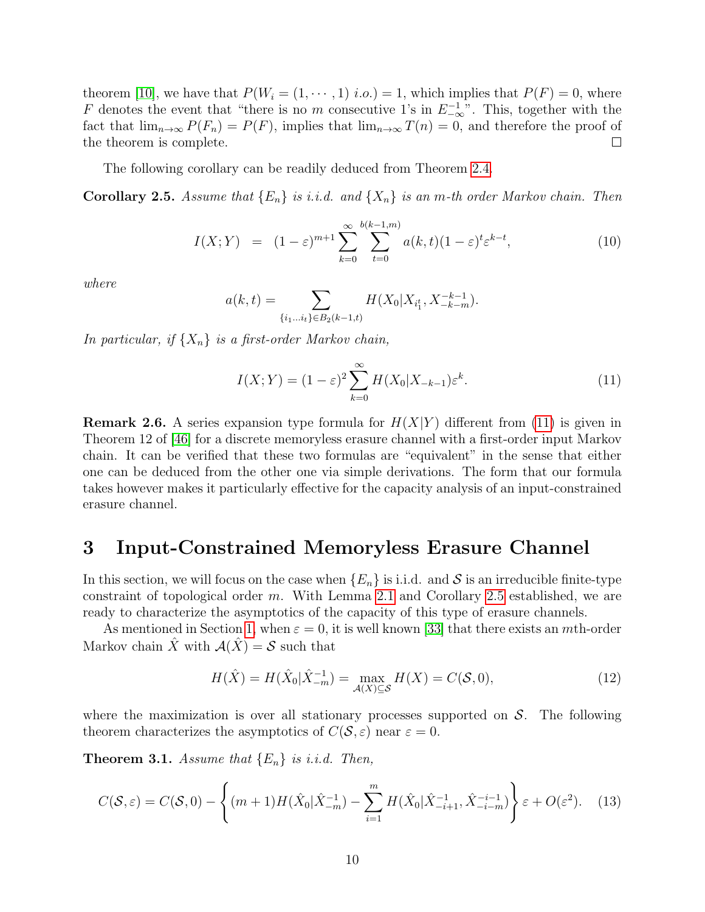theorem [10], we have that $P(W_i = (1, \cdots, 1)\ i.o.) = 1$, which implies that $P(F) = 0$, where $F$ denotes the event that "there is no $m$ consecutive 1's in $E_{-\infty}^{-1}$". This, together with the fact that $\lim_{n\to\infty} P(F_n) = P(F)$, implies that $\lim_{n\to\infty} T(n) = 0$, and therefore the proof of the theorem is complete. □

The following corollary can be readily deduced from Theorem 2.4.

**Corollary 2.5.** *Assume that $\{E_n\}$ is i.i.d. and $\{X_n\}$ is an $m$-th order Markov chain. Then*

$$I(X;Y) \;=\; (1-\varepsilon)^{m+1} \sum_{k=0}^{\infty} \sum_{t=0}^{b(k-1,m)} a(k,t)(1-\varepsilon)^t \varepsilon^{k-t}, \tag{10}$$

*where*

$$a(k,t) = \sum_{\{i_1 \dots i_t\} \in B_2(k-1,t)} H(X_0 | X_{i_1^t}, X_{-k-m}^{-k-1}).$$

*In particular, if $\{X_n\}$ is a first-order Markov chain,*

$$I(X;Y) = (1-\varepsilon)^2 \sum_{k=0}^{\infty} H(X_0|X_{-k-1})\varepsilon^k. \tag{11}$$

**Remark 2.6.** A series expansion type formula for $H(X|Y)$ different from (11) is given in Theorem 12 of [46] for a discrete memoryless erasure channel with a first-order input Markov chain. It can be verified that these two formulas are "equivalent" in the sense that either one can be deduced from the other one via simple derivations. The form that our formula takes however makes it particularly effective for the capacity analysis of an input-constrained erasure channel.

# 3 Input-Constrained Memoryless Erasure Channel

In this section, we will focus on the case when $\{E_n\}$ is i.i.d. and $\mathcal{S}$ is an irreducible finite-type constraint of topological order $m$. With Lemma 2.1 and Corollary 2.5 established, we are ready to characterize the asymptotics of the capacity of this type of erasure channels.

As mentioned in Section 1, when $\varepsilon = 0$, it is well known [33] that there exists an $m$th-order Markov chain $\hat{X}$ with $\mathcal{A}(\hat{X}) = \mathcal{S}$ such that

$$H(\hat{X}) = H(\hat{X}_0|\hat{X}_{-m}^{-1}) = \max_{\mathcal{A}(X)\subseteq\mathcal{S}} H(X) = C(\mathcal{S}, 0), \tag{12}$$

where the maximization is over all stationary processes supported on $\mathcal{S}$. The following theorem characterizes the asymptotics of $C(\mathcal{S}, \varepsilon)$ near $\varepsilon = 0$.

**Theorem 3.1.** *Assume that $\{E_n\}$ is i.i.d. Then,*

$$C(\mathcal{S},\varepsilon) = C(\mathcal{S},0) - \left\{ (m+1)H(\hat{X}_0|\hat{X}_{-m}^{-1}) - \sum_{i=1}^{m} H(\hat{X}_0|\hat{X}_{-i+1}^{-1}, \hat{X}_{-i-m}^{-i-1}) \right\} \varepsilon + O(\varepsilon^2). \tag{13}$$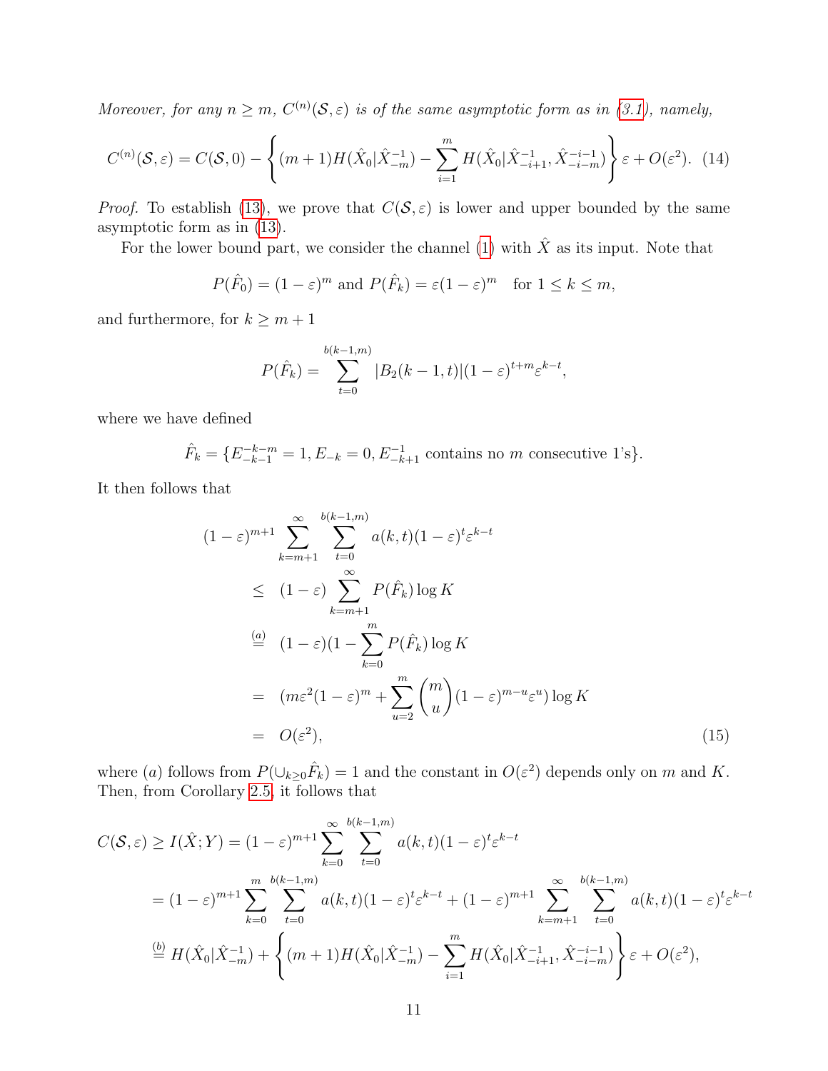*Moreover, for any $n \geq m$, $C^{(n)}(\mathcal{S}, \varepsilon)$ is of the same asymptotic form as in (3.1), namely,*

$$C^{(n)}(\mathcal{S}, \varepsilon) = C(\mathcal{S}, 0) - \left\{ (m+1) H(\hat{X}_0 | \hat{X}_{-m}^{-1}) - \sum_{i=1}^{m} H(\hat{X}_0 | \hat{X}_{-i+1}^{-1}, \hat{X}_{-i-m}^{-i-1}) \right\} \varepsilon + O(\varepsilon^2). \quad (14)$$

*Proof.* To establish (13), we prove that $C(\mathcal{S}, \varepsilon)$ is lower and upper bounded by the same asymptotic form as in (13).

For the lower bound part, we consider the channel (1) with $\hat{X}$ as its input. Note that

$$P(\hat{F}_0) = (1-\varepsilon)^m \text{ and } P(\hat{F}_k) = \varepsilon(1-\varepsilon)^m \quad \text{for } 1 \leq k \leq m,$$

and furthermore, for $k \geq m+1$

$$P(\hat{F}_k) = \sum_{t=0}^{b(k-1,m)} |B_2(k-1,t)|(1-\varepsilon)^{t+m}\varepsilon^{k-t},$$

where we have defined

$$\hat{F}_k = \{E_{-k-1}^{-k-m} = 1, E_{-k} = 0, E_{-k+1}^{-1} \text{ contains no } m \text{ consecutive 1's}\}.$$

It then follows that

$$\begin{aligned}
&(1-\varepsilon)^{m+1} \sum_{k=m+1}^{\infty} \sum_{t=0}^{b(k-1,m)} a(k,t)(1-\varepsilon)^t \varepsilon^{k-t} \\
&\leq \; (1-\varepsilon) \sum_{k=m+1}^{\infty} P(\hat{F}_k) \log K \\
&\stackrel{(a)}{=} \; (1-\varepsilon)(1 - \sum_{k=0}^{m} P(\hat{F}_k) \log K \\
&= \; (m\varepsilon^2(1-\varepsilon)^m + \sum_{u=2}^{m} \binom{m}{u} (1-\varepsilon)^{m-u}\varepsilon^u) \log K \\
&= \; O(\varepsilon^2), \qquad\qquad\qquad\qquad\qquad\qquad\qquad\qquad\qquad\qquad (15)
\end{aligned}$$

where $(a)$ follows from $P(\cup_{k \geq 0} \hat{F}_k) = 1$ and the constant in $O(\varepsilon^2)$ depends only on $m$ and $K$. Then, from Corollary 2.5, it follows that

$$\begin{aligned}
C(\mathcal{S}, \varepsilon) &\geq I(\hat{X}; Y) = (1-\varepsilon)^{m+1} \sum_{k=0}^{\infty} \sum_{t=0}^{b(k-1,m)} a(k,t)(1-\varepsilon)^t \varepsilon^{k-t} \\
&= (1-\varepsilon)^{m+1} \sum_{k=0}^{m} \sum_{t=0}^{b(k-1,m)} a(k,t)(1-\varepsilon)^t \varepsilon^{k-t} + (1-\varepsilon)^{m+1} \sum_{k=m+1}^{\infty} \sum_{t=0}^{b(k-1,m)} a(k,t)(1-\varepsilon)^t \varepsilon^{k-t} \\
&\stackrel{(b)}{=} H(\hat{X}_0 | \hat{X}_{-m}^{-1}) + \left\{ (m+1) H(\hat{X}_0 | \hat{X}_{-m}^{-1}) - \sum_{i=1}^{m} H(\hat{X}_0 | \hat{X}_{-i+1}^{-1}, \hat{X}_{-i-m}^{-i-1}) \right\} \varepsilon + O(\varepsilon^2),
\end{aligned}$$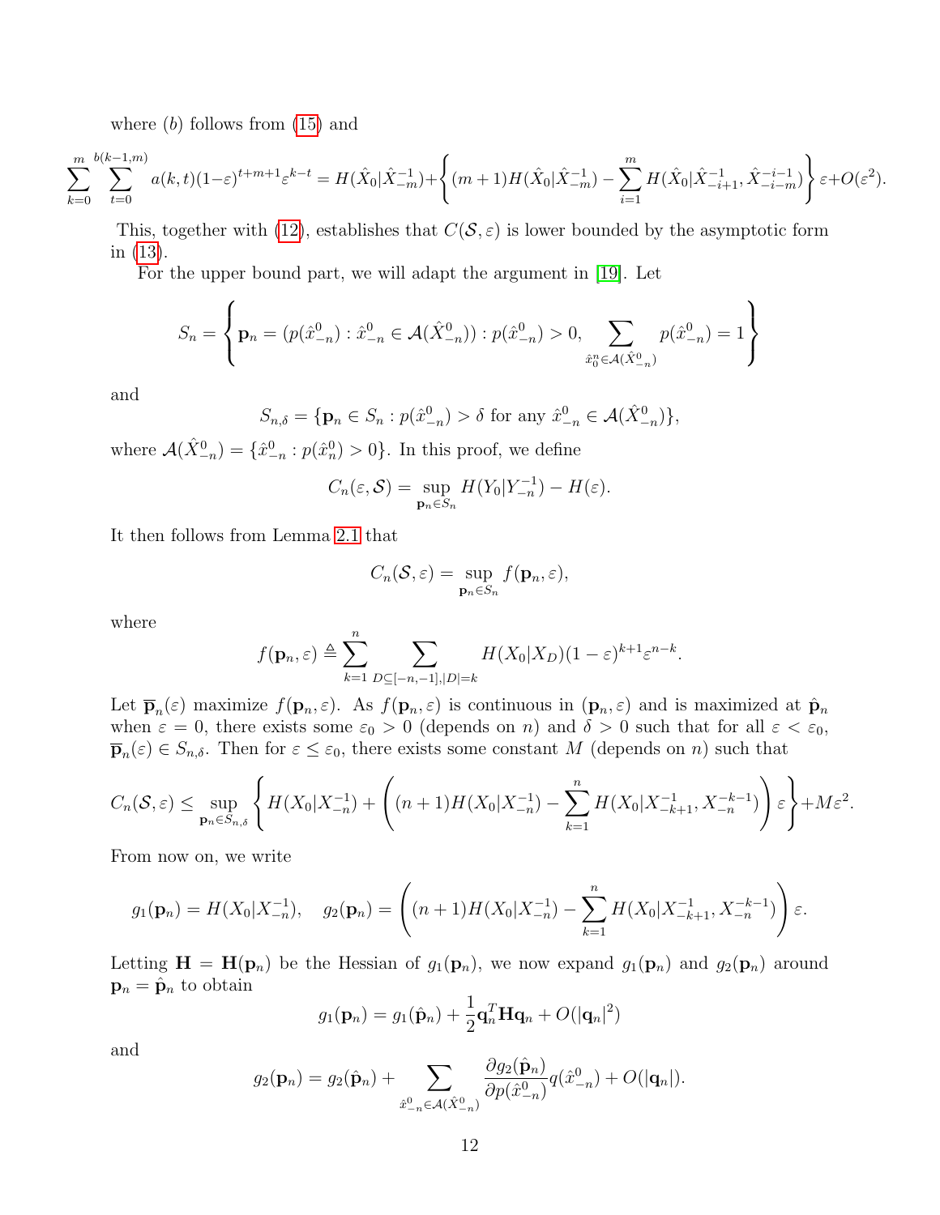where $(b)$ follows from (15) and

$$\sum_{k=0}^{m}\sum_{t=0}^{b(k-1,m)} a(k,t)(1-\varepsilon)^{t+m+1}\varepsilon^{k-t} = H(\hat{X}_0|\hat{X}_{-m}^{-1}) + \left\{(m+1)H(\hat{X}_0|\hat{X}_{-m}^{-1}) - \sum_{i=1}^{m} H(\hat{X}_0|\hat{X}_{-i+1}^{-1}, \hat{X}_{-i-m}^{-i-1})\right\}\varepsilon + O(\varepsilon^2).$$

This, together with (12), establishes that $C(\mathcal{S},\varepsilon)$ is lower bounded by the asymptotic form in (13).

For the upper bound part, we will adapt the argument in [19]. Let

$$S_n = \left\{\mathbf{p}_n = (p(\hat{x}_{-n}^0) : \hat{x}_{-n}^0 \in \mathcal{A}(\hat{X}_{-n}^0)) : p(\hat{x}_{-n}^0) > 0, \sum_{\hat{x}_0^n \in \mathcal{A}(\hat{X}_{-n}^0)} p(\hat{x}_{-n}^0) = 1\right\}$$

and

$$S_{n,\delta} = \{\mathbf{p}_n \in S_n : p(\hat{x}_{-n}^0) > \delta \text{ for any } \hat{x}_{-n}^0 \in \mathcal{A}(\hat{X}_{-n}^0)\},$$

where $\mathcal{A}(\hat{X}_{-n}^0) = \{\hat{x}_{-n}^0 : p(\hat{x}_n^0) > 0\}$. In this proof, we define

$$C_n(\varepsilon,\mathcal{S}) = \sup_{\mathbf{p}_n \in S_n} H(Y_0|Y_{-n}^{-1}) - H(\varepsilon).$$

It then follows from Lemma 2.1 that

$$C_n(\mathcal{S},\varepsilon) = \sup_{\mathbf{p}_n \in S_n} f(\mathbf{p}_n,\varepsilon),$$

where

$$f(\mathbf{p}_n,\varepsilon) \triangleq \sum_{k=1}^{n}\sum_{D\subseteq[-n,-1],|D|=k} H(X_0|X_D)(1-\varepsilon)^{k+1}\varepsilon^{n-k}.$$

Let $\overline{\mathbf{p}}_n(\varepsilon)$ maximize $f(\mathbf{p}_n,\varepsilon)$. As $f(\mathbf{p}_n,\varepsilon)$ is continuous in $(\mathbf{p}_n,\varepsilon)$ and is maximized at $\hat{\mathbf{p}}_n$ when $\varepsilon = 0$, there exists some $\varepsilon_0 > 0$ (depends on $n$) and $\delta > 0$ such that for all $\varepsilon < \varepsilon_0$, $\overline{\mathbf{p}}_n(\varepsilon) \in S_{n,\delta}$. Then for $\varepsilon \le \varepsilon_0$, there exists some constant $M$ (depends on $n$) such that

$$C_n(\mathcal{S},\varepsilon) \le \sup_{\mathbf{p}_n \in S_{n,\delta}} \left\{H(X_0|X_{-n}^{-1}) + \left((n+1)H(X_0|X_{-n}^{-1}) - \sum_{k=1}^{n} H(X_0|X_{-k+1}^{-1}, X_{-n}^{-k-1})\right)\varepsilon\right\} + M\varepsilon^2.$$

From now on, we write

$$g_1(\mathbf{p}_n) = H(X_0|X_{-n}^{-1}), \quad g_2(\mathbf{p}_n) = \left((n+1)H(X_0|X_{-n}^{-1}) - \sum_{k=1}^{n} H(X_0|X_{-k+1}^{-1}, X_{-n}^{-k-1})\right)\varepsilon.$$

Letting $\mathbf{H} = \mathbf{H}(\mathbf{p}_n)$ be the Hessian of $g_1(\mathbf{p}_n)$, we now expand $g_1(\mathbf{p}_n)$ and $g_2(\mathbf{p}_n)$ around $\mathbf{p}_n = \hat{\mathbf{p}}_n$ to obtain

$$g_1(\mathbf{p}_n) = g_1(\hat{\mathbf{p}}_n) + \frac{1}{2}\mathbf{q}_n^T \mathbf{H}\mathbf{q}_n + O(|\mathbf{q}_n|^2)$$

and

$$g_2(\mathbf{p}_n) = g_2(\hat{\mathbf{p}}_n) + \sum_{\hat{x}_{-n}^0 \in \mathcal{A}(\hat{X}_{-n}^0)} \frac{\partial g_2(\hat{\mathbf{p}}_n)}{\partial p(\hat{x}_{-n}^0)} q(\hat{x}_{-n}^0) + O(|\mathbf{q}_n|).$$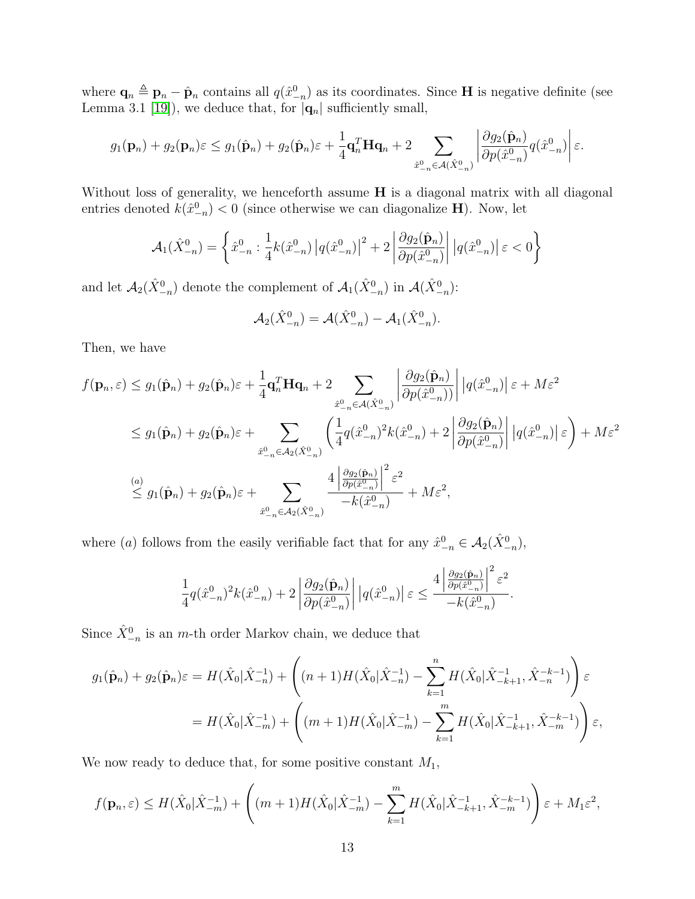where $\mathbf{q}_n \triangleq \mathbf{p}_n - \hat{\mathbf{p}}_n$ contains all $q(\hat{x}^0_{-n})$ as its coordinates. Since $\mathbf{H}$ is negative definite (see Lemma 3.1 [19]), we deduce that, for $|\mathbf{q}_n|$ sufficiently small,

$$g_1(\mathbf{p}_n) + g_2(\mathbf{p}_n)\varepsilon \le g_1(\hat{\mathbf{p}}_n) + g_2(\hat{\mathbf{p}}_n)\varepsilon + \frac{1}{4}\mathbf{q}_n^T \mathbf{H} \mathbf{q}_n + 2 \sum_{\hat{x}^0_{-n} \in \mathcal{A}(\hat{X}^0_{-n})} \left| \frac{\partial g_2(\hat{\mathbf{p}}_n)}{\partial p(\hat{x}^0_{-n})} q(\hat{x}^0_{-n}) \right| \varepsilon.$$

Without loss of generality, we henceforth assume $\mathbf{H}$ is a diagonal matrix with all diagonal entries denoted $k(\hat{x}^0_{-n}) < 0$ (since otherwise we can diagonalize $\mathbf{H}$). Now, let

$$\mathcal{A}_1(\hat{X}^0_{-n}) = \left\{ \hat{x}^0_{-n} : \frac{1}{4} k(\hat{x}^0_{-n}) \left| q(\hat{x}^0_{-n}) \right|^2 + 2 \left| \frac{\partial g_2(\hat{\mathbf{p}}_n)}{\partial p(\hat{x}^0_{-n})} \right| \left| q(\hat{x}^0_{-n}) \right| \varepsilon < 0 \right\}$$

and let $\mathcal{A}_2(\hat{X}^0_{-n})$ denote the complement of $\mathcal{A}_1(\hat{X}^0_{-n})$ in $\mathcal{A}(\hat{X}^0_{-n})$:

$$\mathcal{A}_2(\hat{X}^0_{-n}) = \mathcal{A}(\hat{X}^0_{-n}) - \mathcal{A}_1(\hat{X}^0_{-n}).$$

Then, we have

$$\begin{aligned}
f(\mathbf{p}_n, \varepsilon) &\le g_1(\hat{\mathbf{p}}_n) + g_2(\hat{\mathbf{p}}_n)\varepsilon + \frac{1}{4}\mathbf{q}_n^T \mathbf{H} \mathbf{q}_n + 2 \sum_{\hat{x}^0_{-n} \in \mathcal{A}(\hat{X}^0_{-n})} \left| \frac{\partial g_2(\hat{\mathbf{p}}_n)}{\partial p(\hat{x}^0_{-n}))} \right| \left| q(\hat{x}^0_{-n}) \right| \varepsilon + M\varepsilon^2 \\
&\le g_1(\hat{\mathbf{p}}_n) + g_2(\hat{\mathbf{p}}_n)\varepsilon + \sum_{\hat{x}^0_{-n} \in \mathcal{A}_2(\hat{X}^0_{-n})} \left( \frac{1}{4} q(\hat{x}^0_{-n})^2 k(\hat{x}^0_{-n}) + 2 \left| \frac{\partial g_2(\hat{\mathbf{p}}_n)}{\partial p(\hat{x}^0_{-n})} \right| \left| q(\hat{x}^0_{-n}) \right| \varepsilon \right) + M\varepsilon^2 \\
&\stackrel{(a)}{\le} g_1(\hat{\mathbf{p}}_n) + g_2(\hat{\mathbf{p}}_n)\varepsilon + \sum_{\hat{x}^0_{-n} \in \mathcal{A}_2(\hat{X}^0_{-n})} \frac{4 \left| \frac{\partial g_2(\hat{\mathbf{p}}_n)}{\partial p(\hat{x}^0_{-n})} \right|^2 \varepsilon^2}{-k(\hat{x}^0_{-n})} + M\varepsilon^2,
\end{aligned}$$

where $(a)$ follows from the easily verifiable fact that for any $\hat{x}^0_{-n} \in \mathcal{A}_2(\hat{X}^0_{-n})$,

$$\frac{1}{4} q(\hat{x}^0_{-n})^2 k(\hat{x}^0_{-n}) + 2 \left| \frac{\partial g_2(\hat{\mathbf{p}}_n)}{\partial p(\hat{x}^0_{-n})} \right| \left| q(\hat{x}^0_{-n}) \right| \varepsilon \le \frac{4 \left| \frac{\partial g_2(\hat{\mathbf{p}}_n)}{\partial p(\hat{x}^0_{-n})} \right|^2 \varepsilon^2}{-k(\hat{x}^0_{-n})}.$$

Since $\hat{X}^0_{-n}$ is an $m$-th order Markov chain, we deduce that

$$\begin{aligned}
g_1(\hat{\mathbf{p}}_n) + g_2(\hat{\mathbf{p}}_n)\varepsilon &= H(\hat{X}_0 | \hat{X}^{-1}_{-n}) + \left( (n+1) H(\hat{X}_0 | \hat{X}^{-1}_{-n}) - \sum_{k=1}^{n} H(\hat{X}_0 | \hat{X}^{-1}_{-k+1}, \hat{X}^{-k-1}_{-n}) \right) \varepsilon \\
&= H(\hat{X}_0 | \hat{X}^{-1}_{-m}) + \left( (m+1) H(\hat{X}_0 | \hat{X}^{-1}_{-m}) - \sum_{k=1}^{m} H(\hat{X}_0 | \hat{X}^{-1}_{-k+1}, \hat{X}^{-k-1}_{-m}) \right) \varepsilon,
\end{aligned}$$

We now ready to deduce that, for some positive constant $M_1$,

$$f(\mathbf{p}_n, \varepsilon) \le H(\hat{X}_0 | \hat{X}^{-1}_{-m}) + \left( (m+1) H(\hat{X}_0 | \hat{X}^{-1}_{-m}) - \sum_{k=1}^{m} H(\hat{X}_0 | \hat{X}^{-1}_{-k+1}, \hat{X}^{-k-1}_{-m}) \right) \varepsilon + M_1 \varepsilon^2,$$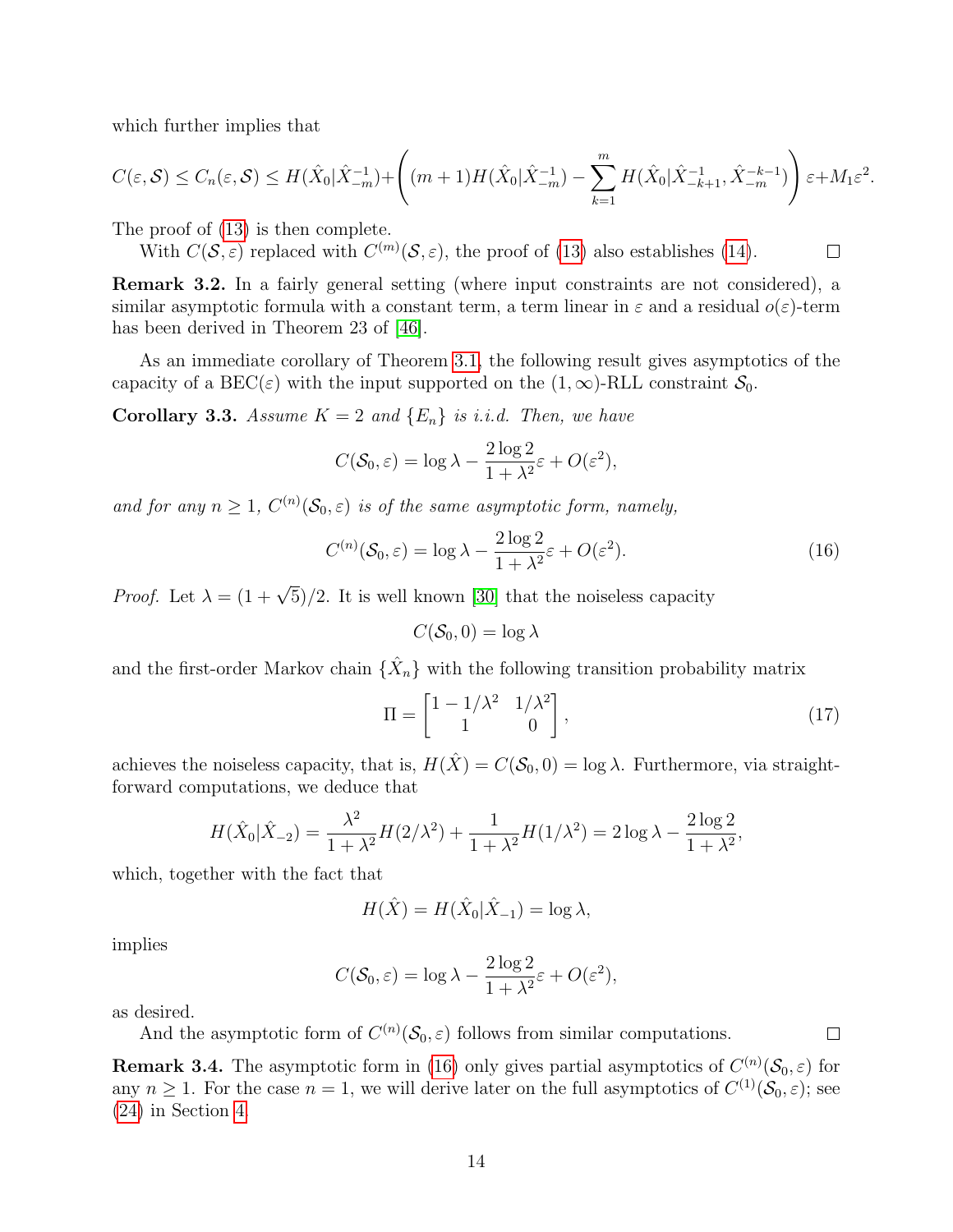which further implies that

$$C(\varepsilon, \mathcal{S}) \leq C_n(\varepsilon, \mathcal{S}) \leq H(\hat{X}_0|\hat{X}_{-m}^{-1}) + \left( (m+1)H(\hat{X}_0|\hat{X}_{-m}^{-1}) - \sum_{k=1}^{m} H(\hat{X}_0|\hat{X}_{-k+1}^{-1}, \hat{X}_{-m}^{-k-1}) \right) \varepsilon + M_1 \varepsilon^2.$$

The proof of (13) is then complete.

With $C(\mathcal{S}, \varepsilon)$ replaced with $C^{(m)}(\mathcal{S}, \varepsilon)$, the proof of (13) also establishes (14). □

**Remark 3.2.** In a fairly general setting (where input constraints are not considered), a similar asymptotic formula with a constant term, a term linear in $\varepsilon$ and a residual $o(\varepsilon)$-term has been derived in Theorem 23 of [46].

As an immediate corollary of Theorem 3.1, the following result gives asymptotics of the capacity of a BEC($\varepsilon$) with the input supported on the $(1, \infty)$-RLL constraint $\mathcal{S}_0$.

**Corollary 3.3.** *Assume $K = 2$ and $\{E_n\}$ is i.i.d. Then, we have*

$$C(\mathcal{S}_0, \varepsilon) = \log \lambda - \frac{2 \log 2}{1 + \lambda^2} \varepsilon + O(\varepsilon^2),$$

*and for any $n \geq 1$, $C^{(n)}(\mathcal{S}_0, \varepsilon)$ is of the same asymptotic form, namely,*

$$C^{(n)}(\mathcal{S}_0, \varepsilon) = \log \lambda - \frac{2 \log 2}{1 + \lambda^2} \varepsilon + O(\varepsilon^2). \tag{16}$$

*Proof.* Let $\lambda = (1 + \sqrt{5})/2$. It is well known [30] that the noiseless capacity

$$C(\mathcal{S}_0, 0) = \log \lambda$$

and the first-order Markov chain $\{\hat{X}_n\}$ with the following transition probability matrix

$$\Pi = \begin{bmatrix} 1 - 1/\lambda^2 & 1/\lambda^2 \\ 1 & 0 \end{bmatrix}, \tag{17}$$

achieves the noiseless capacity, that is, $H(\hat{X}) = C(\mathcal{S}_0, 0) = \log \lambda$. Furthermore, via straightforward computations, we deduce that

$$H(\hat{X}_0|\hat{X}_{-2}) = \frac{\lambda^2}{1 + \lambda^2} H(2/\lambda^2) + \frac{1}{1 + \lambda^2} H(1/\lambda^2) = 2 \log \lambda - \frac{2 \log 2}{1 + \lambda^2},$$

which, together with the fact that

$$H(\hat{X}) = H(\hat{X}_0|\hat{X}_{-1}) = \log \lambda,$$

implies

$$C(\mathcal{S}_0, \varepsilon) = \log \lambda - \frac{2 \log 2}{1 + \lambda^2} \varepsilon + O(\varepsilon^2),$$

as desired.

And the asymptotic form of $C^{(n)}(\mathcal{S}_0, \varepsilon)$ follows from similar computations. □

**Remark 3.4.** The asymptotic form in (16) only gives partial asymptotics of $C^{(n)}(\mathcal{S}_0, \varepsilon)$ for any $n \geq 1$. For the case $n = 1$, we will derive later on the full asymptotics of $C^{(1)}(\mathcal{S}_0, \varepsilon)$; see (24) in Section 4.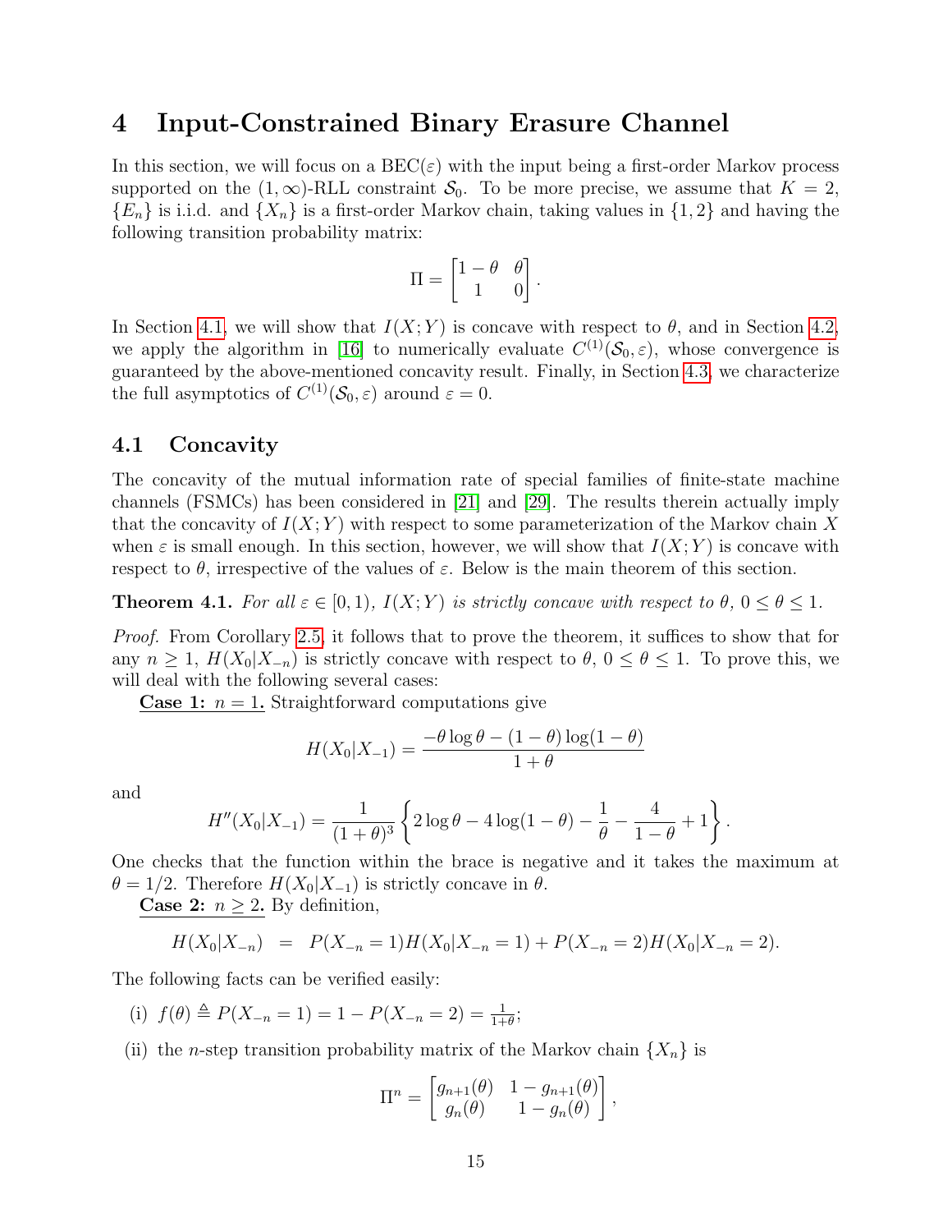# 4 Input-Constrained Binary Erasure Channel

In this section, we will focus on a BEC($\varepsilon$) with the input being a first-order Markov process supported on the $(1, \infty)$-RLL constraint $\mathcal{S}_0$. To be more precise, we assume that $K = 2$, $\{E_n\}$ is i.i.d. and $\{X_n\}$ is a first-order Markov chain, taking values in $\{1, 2\}$ and having the following transition probability matrix:

$$\Pi = \begin{bmatrix} 1-\theta & \theta \\ 1 & 0 \end{bmatrix}.$$

In Section 4.1, we will show that $I(X;Y)$ is concave with respect to $\theta$, and in Section 4.2, we apply the algorithm in [16] to numerically evaluate $C^{(1)}(\mathcal{S}_0, \varepsilon)$, whose convergence is guaranteed by the above-mentioned concavity result. Finally, in Section 4.3, we characterize the full asymptotics of $C^{(1)}(\mathcal{S}_0, \varepsilon)$ around $\varepsilon = 0$.

## 4.1 Concavity

The concavity of the mutual information rate of special families of finite-state machine channels (FSMCs) has been considered in [21] and [29]. The results therein actually imply that the concavity of $I(X;Y)$ with respect to some parameterization of the Markov chain $X$ when $\varepsilon$ is small enough. In this section, however, we will show that $I(X;Y)$ is concave with respect to $\theta$, irrespective of the values of $\varepsilon$. Below is the main theorem of this section.

**Theorem 4.1.** *For all $\varepsilon \in [0, 1)$, $I(X;Y)$ is strictly concave with respect to $\theta$, $0 \le \theta \le 1$.*

*Proof.* From Corollary 2.5, it follows that to prove the theorem, it suffices to show that for any $n \ge 1$, $H(X_0|X_{-n})$ is strictly concave with respect to $\theta$, $0 \le \theta \le 1$. To prove this, we will deal with the following several cases:

**Case 1: $n = 1$.** Straightforward computations give

$$H(X_0|X_{-1}) = \frac{-\theta \log \theta - (1-\theta)\log(1-\theta)}{1+\theta}$$

and

$$H''(X_0|X_{-1}) = \frac{1}{(1+\theta)^3}\left\{2\log\theta - 4\log(1-\theta) - \frac{1}{\theta} - \frac{4}{1-\theta} + 1\right\}.$$

One checks that the function within the brace is negative and it takes the maximum at $\theta = 1/2$. Therefore $H(X_0|X_{-1})$ is strictly concave in $\theta$.

**Case 2: $n \ge 2$.** By definition,

$$H(X_0|X_{-n}) \;\; = \;\; P(X_{-n} = 1)H(X_0|X_{-n} = 1) + P(X_{-n} = 2)H(X_0|X_{-n} = 2).$$

The following facts can be verified easily:

(i) $f(\theta) \triangleq P(X_{-n} = 1) = 1 - P(X_{-n} = 2) = \frac{1}{1+\theta}$;

(ii) the $n$-step transition probability matrix of the Markov chain $\{X_n\}$ is

$$\Pi^n = \begin{bmatrix} g_{n+1}(\theta) & 1 - g_{n+1}(\theta) \\ g_n(\theta) & 1 - g_n(\theta) \end{bmatrix},$$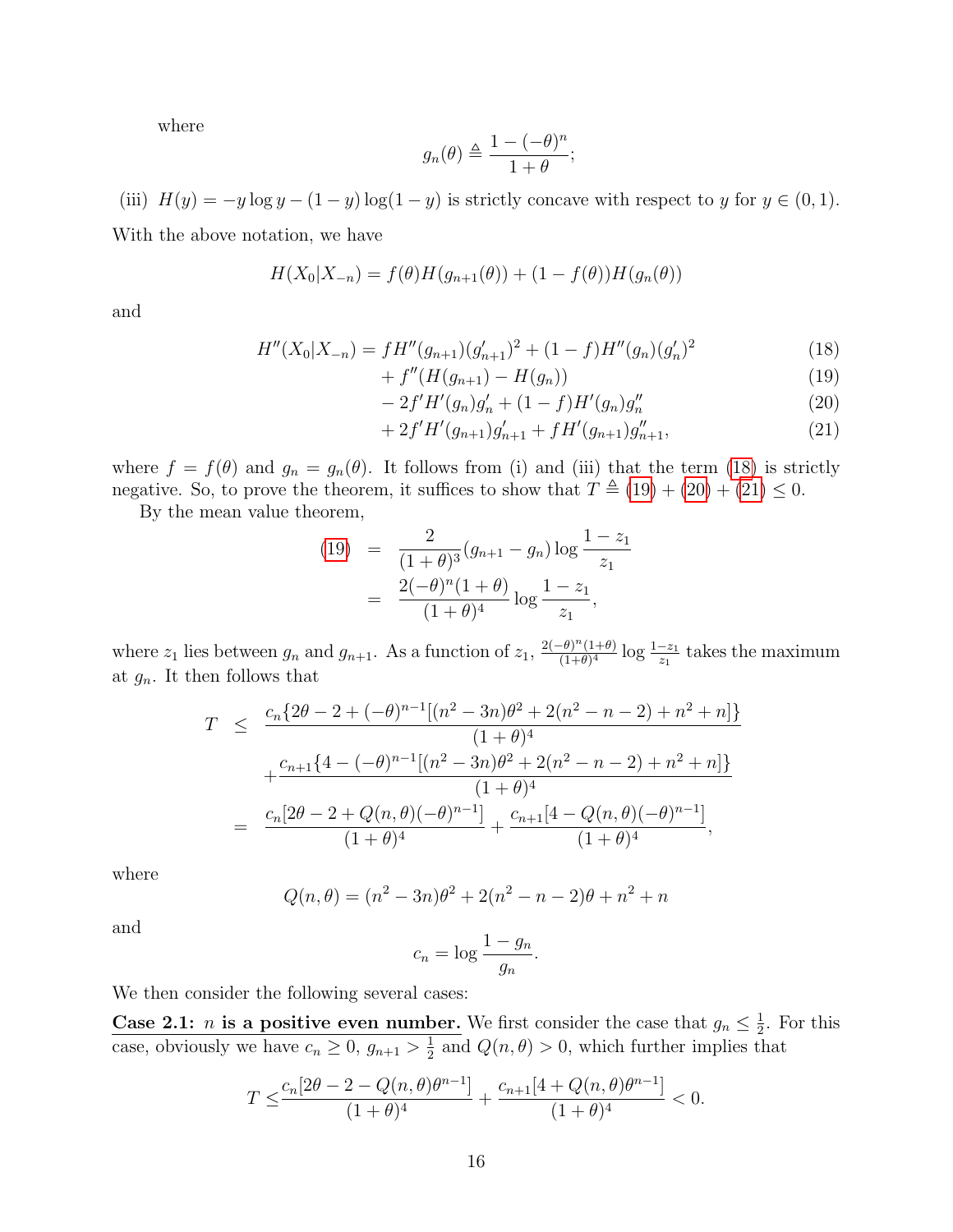where

$$g_n(\theta) \triangleq \frac{1-(-\theta)^n}{1+\theta};$$

(iii) $H(y) = -y\log y - (1-y)\log(1-y)$ is strictly concave with respect to $y$ for $y \in (0,1)$.

With the above notation, we have

$$H(X_0|X_{-n}) = f(\theta)H(g_{n+1}(\theta)) + (1-f(\theta))H(g_n(\theta))$$

and

$$\begin{aligned}
H''(X_0|X_{-n}) &= fH''(g_{n+1})(g'_{n+1})^2 + (1-f)H''(g_n)(g'_n)^2 && (18)\\
&\quad + f''(H(g_{n+1}) - H(g_n)) && (19)\\
&\quad - 2f'H'(g_n)g'_n + (1-f)H'(g_n)g''_n && (20)\\
&\quad + 2f'H'(g_{n+1})g'_{n+1} + fH'(g_{n+1})g''_{n+1}, && (21)
\end{aligned}$$

where $f = f(\theta)$ and $g_n = g_n(\theta)$. It follows from (i) and (iii) that the term (18) is strictly negative. So, to prove the theorem, it suffices to show that $T \triangleq$ (19) + (20) + (21) $\leq 0$.

By the mean value theorem,

$$\begin{aligned}
(19) &= \frac{2}{(1+\theta)^3}(g_{n+1} - g_n)\log\frac{1-z_1}{z_1}\\
&= \frac{2(-\theta)^n(1+\theta)}{(1+\theta)^4}\log\frac{1-z_1}{z_1},
\end{aligned}$$

where $z_1$ lies between $g_n$ and $g_{n+1}$. As a function of $z_1$, $\frac{2(-\theta)^n(1+\theta)}{(1+\theta)^4}\log\frac{1-z_1}{z_1}$ takes the maximum at $g_n$. It then follows that

$$\begin{aligned}
T &\leq \frac{c_n\{2\theta - 2 + (-\theta)^{n-1}[(n^2-3n)\theta^2 + 2(n^2-n-2) + n^2+n]\}}{(1+\theta)^4}\\
&\quad + \frac{c_{n+1}\{4 - (-\theta)^{n-1}[(n^2-3n)\theta^2 + 2(n^2-n-2) + n^2+n]\}}{(1+\theta)^4}\\
&= \frac{c_n[2\theta - 2 + Q(n,\theta)(-\theta)^{n-1}]}{(1+\theta)^4} + \frac{c_{n+1}[4 - Q(n,\theta)(-\theta)^{n-1}]}{(1+\theta)^4},
\end{aligned}$$

where

$$Q(n,\theta) = (n^2-3n)\theta^2 + 2(n^2-n-2)\theta + n^2 + n$$

and

$$c_n = \log\frac{1-g_n}{g_n}.$$

We then consider the following several cases:

**Case 2.1: $n$ is a positive even number.** We first consider the case that $g_n \leq \frac{1}{2}$. For this case, obviously we have $c_n \geq 0$, $g_{n+1} > \frac{1}{2}$ and $Q(n,\theta) > 0$, which further implies that

$$T \leq \frac{c_n[2\theta - 2 - Q(n,\theta)\theta^{n-1}]}{(1+\theta)^4} + \frac{c_{n+1}[4 + Q(n,\theta)\theta^{n-1}]}{(1+\theta)^4} < 0.$$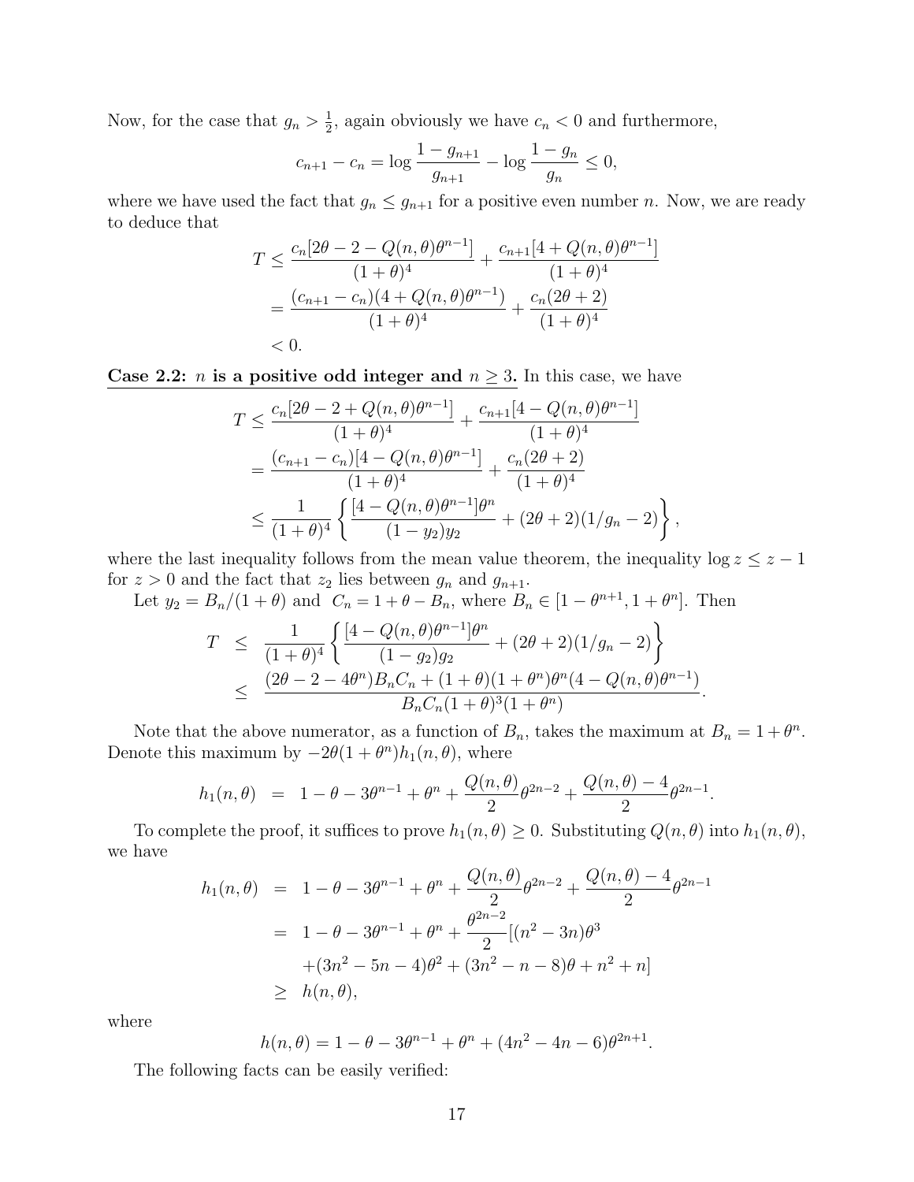Now, for the case that $g_n > \frac{1}{2}$, again obviously we have $c_n < 0$ and furthermore,

$$c_{n+1} - c_n = \log \frac{1-g_{n+1}}{g_{n+1}} - \log \frac{1-g_n}{g_n} \le 0,$$

where we have used the fact that $g_n \le g_{n+1}$ for a positive even number $n$. Now, we are ready to deduce that

$$\begin{aligned}
T &\le \frac{c_n[2\theta - 2 - Q(n,\theta)\theta^{n-1}]}{(1+\theta)^4} + \frac{c_{n+1}[4 + Q(n,\theta)\theta^{n-1}]}{(1+\theta)^4} \\
&= \frac{(c_{n+1}-c_n)(4 + Q(n,\theta)\theta^{n-1})}{(1+\theta)^4} + \frac{c_n(2\theta+2)}{(1+\theta)^4} \\
&< 0.
\end{aligned}$$

<u>**Case 2.2:** $n$ **is a positive odd integer and** $n \ge 3$**.**</u> In this case, we have

$$\begin{aligned}
T &\le \frac{c_n[2\theta - 2 + Q(n,\theta)\theta^{n-1}]}{(1+\theta)^4} + \frac{c_{n+1}[4 - Q(n,\theta)\theta^{n-1}]}{(1+\theta)^4} \\
&= \frac{(c_{n+1}-c_n)[4 - Q(n,\theta)\theta^{n-1}]}{(1+\theta)^4} + \frac{c_n(2\theta+2)}{(1+\theta)^4} \\
&\le \frac{1}{(1+\theta)^4}\left\{ \frac{[4 - Q(n,\theta)\theta^{n-1}]\theta^n}{(1-y_2)y_2} + (2\theta+2)(1/g_n - 2) \right\},
\end{aligned}$$

where the last inequality follows from the mean value theorem, the inequality $\log z \le z - 1$ for $z > 0$ and the fact that $z_2$ lies between $g_n$ and $g_{n+1}$.

Let $y_2 = B_n/(1+\theta)$ and $C_n = 1 + \theta - B_n$, where $B_n \in [1 - \theta^{n+1}, 1 + \theta^n]$. Then

$$\begin{aligned}
T &\le \frac{1}{(1+\theta)^4}\left\{ \frac{[4 - Q(n,\theta)\theta^{n-1}]\theta^n}{(1-g_2)g_2} + (2\theta+2)(1/g_n - 2) \right\} \\
&\le \frac{(2\theta - 2 - 4\theta^n)B_nC_n + (1+\theta)(1+\theta^n)\theta^n(4 - Q(n,\theta)\theta^{n-1})}{B_nC_n(1+\theta)^3(1+\theta^n)}.
\end{aligned}$$

Note that the above numerator, as a function of $B_n$, takes the maximum at $B_n = 1 + \theta^n$. Denote this maximum by $-2\theta(1+\theta^n)h_1(n,\theta)$, where

$$h_1(n,\theta) = 1 - \theta - 3\theta^{n-1} + \theta^n + \frac{Q(n,\theta)}{2}\theta^{2n-2} + \frac{Q(n,\theta) - 4}{2}\theta^{2n-1}.$$

To complete the proof, it suffices to prove $h_1(n,\theta) \ge 0$. Substituting $Q(n,\theta)$ into $h_1(n,\theta)$, we have

$$\begin{aligned}
h_1(n,\theta) &= 1 - \theta - 3\theta^{n-1} + \theta^n + \frac{Q(n,\theta)}{2}\theta^{2n-2} + \frac{Q(n,\theta) - 4}{2}\theta^{2n-1} \\
&= 1 - \theta - 3\theta^{n-1} + \theta^n + \frac{\theta^{2n-2}}{2}[(n^2 - 3n)\theta^3 \\
&\quad + (3n^2 - 5n - 4)\theta^2 + (3n^2 - n - 8)\theta + n^2 + n] \\
&\ge h(n,\theta),
\end{aligned}$$

where

$$h(n,\theta) = 1 - \theta - 3\theta^{n-1} + \theta^n + (4n^2 - 4n - 6)\theta^{2n+1}.$$

The following facts can be easily verified: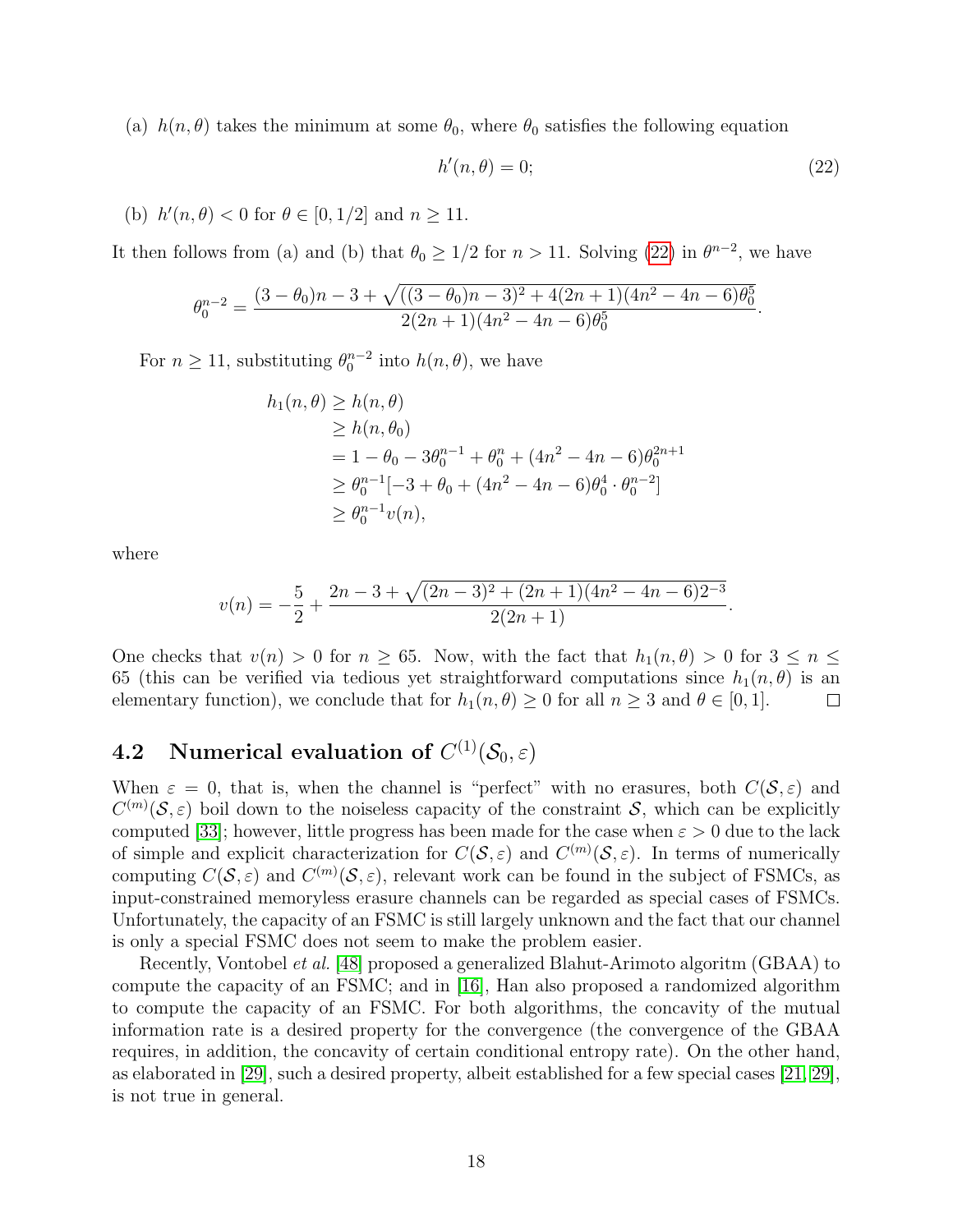(a) $h(n, \theta)$ takes the minimum at some $\theta_0$, where $\theta_0$ satisfies the following equation

$$h'(n, \theta) = 0; \tag{22}$$

(b) $h'(n, \theta) < 0$ for $\theta \in [0, 1/2]$ and $n \geq 11$.

It then follows from (a) and (b) that $\theta_0 \geq 1/2$ for $n > 11$. Solving (22) in $\theta^{n-2}$, we have

$$\theta_0^{n-2} = \frac{(3-\theta_0)n - 3 + \sqrt{((3-\theta_0)n-3)^2 + 4(2n+1)(4n^2-4n-6)\theta_0^5}}{2(2n+1)(4n^2-4n-6)\theta_0^5}.$$

For $n \geq 11$, substituting $\theta_0^{n-2}$ into $h(n, \theta)$, we have

$$\begin{aligned}
h_1(n, \theta) &\geq h(n, \theta) \\
&\geq h(n, \theta_0) \\
&= 1 - \theta_0 - 3\theta_0^{n-1} + \theta_0^n + (4n^2 - 4n - 6)\theta_0^{2n+1} \\
&\geq \theta_0^{n-1}[-3 + \theta_0 + (4n^2 - 4n - 6)\theta_0^4 \cdot \theta_0^{n-2}] \\
&\geq \theta_0^{n-1} v(n),
\end{aligned}$$

where

$$v(n) = -\frac{5}{2} + \frac{2n - 3 + \sqrt{(2n-3)^2 + (2n+1)(4n^2-4n-6)2^{-3}}}{2(2n+1)}.$$

One checks that $v(n) > 0$ for $n \geq 65$. Now, with the fact that $h_1(n, \theta) > 0$ for $3 \leq n \leq 65$ (this can be verified via tedious yet straightforward computations since $h_1(n, \theta)$ is an elementary function), we conclude that for $h_1(n, \theta) \geq 0$ for all $n \geq 3$ and $\theta \in [0, 1]$. $\square$

## 4.2 Numerical evaluation of $C^{(1)}(\mathcal{S}_0, \varepsilon)$

When $\varepsilon = 0$, that is, when the channel is "perfect" with no erasures, both $C(\mathcal{S}, \varepsilon)$ and $C^{(m)}(\mathcal{S}, \varepsilon)$ boil down to the noiseless capacity of the constraint $\mathcal{S}$, which can be explicitly computed [33]; however, little progress has been made for the case when $\varepsilon > 0$ due to the lack of simple and explicit characterization for $C(\mathcal{S}, \varepsilon)$ and $C^{(m)}(\mathcal{S}, \varepsilon)$. In terms of numerically computing $C(\mathcal{S}, \varepsilon)$ and $C^{(m)}(\mathcal{S}, \varepsilon)$, relevant work can be found in the subject of FSMCs, as input-constrained memoryless erasure channels can be regarded as special cases of FSMCs. Unfortunately, the capacity of an FSMC is still largely unknown and the fact that our channel is only a special FSMC does not seem to make the problem easier.

Recently, Vontobel *et al.* [48] proposed a generalized Blahut-Arimoto algoritm (GBAA) to compute the capacity of an FSMC; and in [16], Han also proposed a randomized algorithm to compute the capacity of an FSMC. For both algorithms, the concavity of the mutual information rate is a desired property for the convergence (the convergence of the GBAA requires, in addition, the concavity of certain conditional entropy rate). On the other hand, as elaborated in [29], such a desired property, albeit established for a few special cases [21, 29], is not true in general.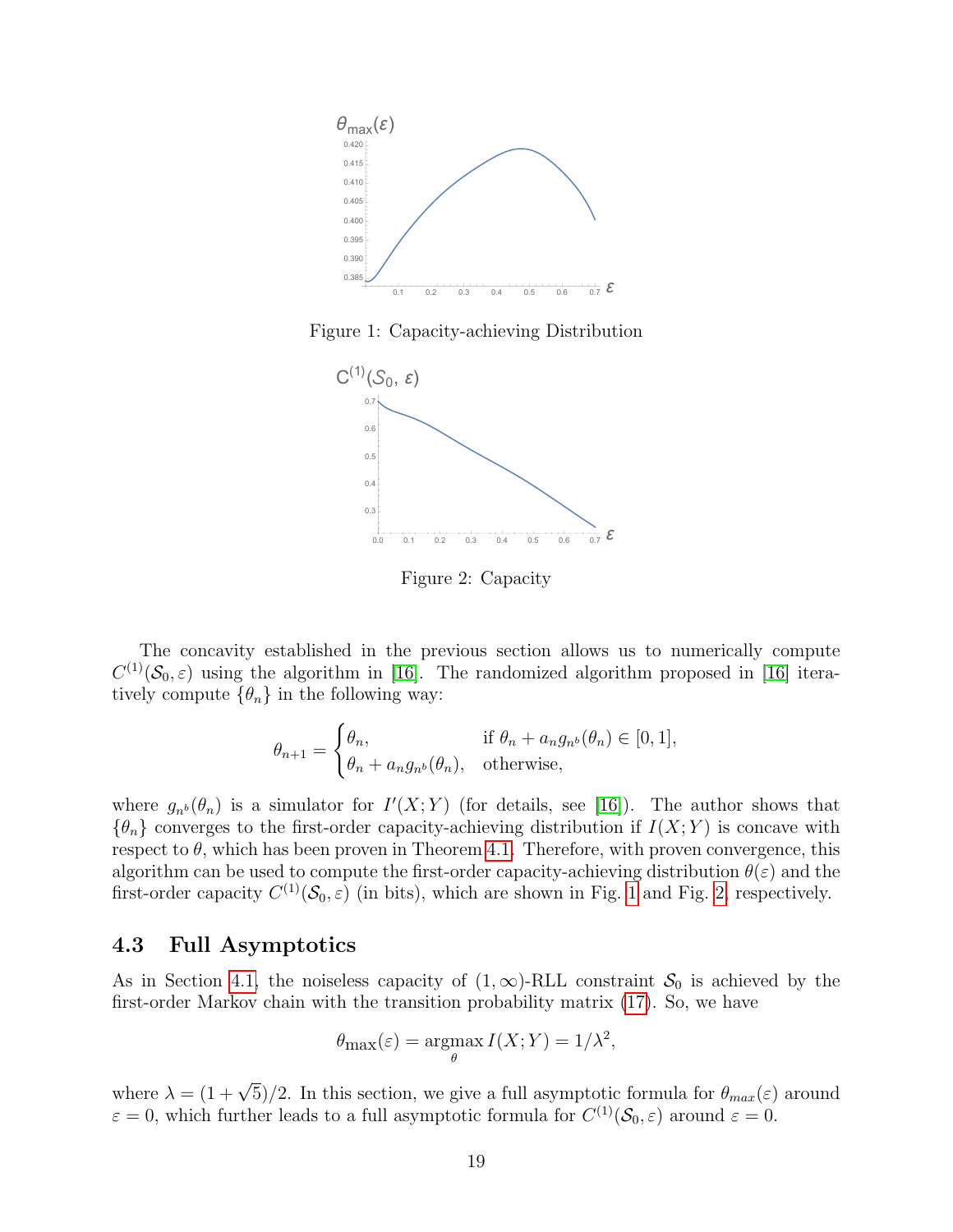Figure 1: Capacity-achieving Distribution

Figure 2: Capacity

The concavity established in the previous section allows us to numerically compute $C^{(1)}(\mathcal{S}_0, \varepsilon)$ using the algorithm in [16]. The randomized algorithm proposed in [16] iteratively compute $\{\theta_n\}$ in the following way:

$$
\theta_{n+1} = \begin{cases} \theta_n, & \text{if } \theta_n + a_n g_{n^b}(\theta_n) \in [0,1], \\ \theta_n + a_n g_{n^b}(\theta_n), & \text{otherwise,} \end{cases}
$$

where $g_{n^b}(\theta_n)$ is a simulator for $I'(X;Y)$ (for details, see [16]). The author shows that $\{\theta_n\}$ converges to the first-order capacity-achieving distribution if $I(X;Y)$ is concave with respect to $\theta$, which has been proven in Theorem 4.1. Therefore, with proven convergence, this algorithm can be used to compute the first-order capacity-achieving distribution $\theta(\varepsilon)$ and the first-order capacity $C^{(1)}(\mathcal{S}_0, \varepsilon)$ (in bits), which are shown in Fig. 1 and Fig. 2, respectively.

### 4.3 Full Asymptotics

As in Section 4.1, the noiseless capacity of $(1, \infty)$-RLL constraint $\mathcal{S}_0$ is achieved by the first-order Markov chain with the transition probability matrix (17). So, we have

$$
\theta_{\max}(\varepsilon) = \operatorname*{argmax}_{\theta} I(X;Y) = 1/\lambda^2,
$$

where $\lambda = (1+\sqrt{5})/2$. In this section, we give a full asymptotic formula for $\theta_{max}(\varepsilon)$ around $\varepsilon = 0$, which further leads to a full asymptotic formula for $C^{(1)}(\mathcal{S}_0, \varepsilon)$ around $\varepsilon = 0$.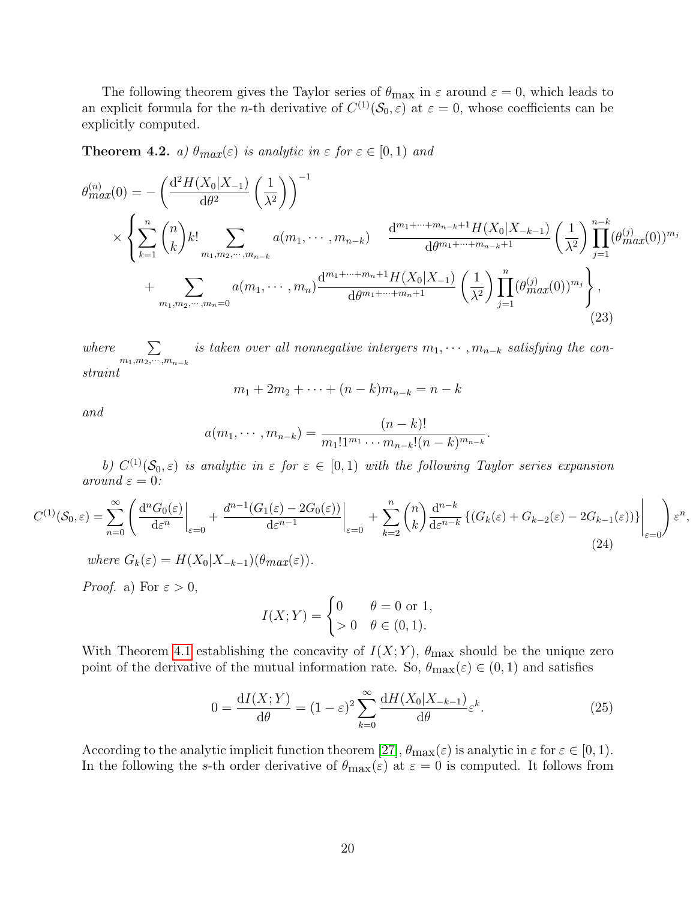The following theorem gives the Taylor series of $\theta_{\max}$ in $\varepsilon$ around $\varepsilon = 0$, which leads to an explicit formula for the $n$-th derivative of $C^{(1)}(\mathcal{S}_0, \varepsilon)$ at $\varepsilon = 0$, whose coefficients can be explicitly computed.

**Theorem 4.2.** *a) $\theta_{max}(\varepsilon)$ is analytic in $\varepsilon$ for $\varepsilon \in [0, 1)$ and*

$$
\begin{aligned}
\theta_{max}^{(n)}(0) = &-\left(\frac{\mathrm{d}^2 H(X_0|X_{-1})}{\mathrm{d}\theta^2}\left(\frac{1}{\lambda^2}\right)\right)^{-1} \\
&\times \left\{ \sum_{k=1}^{n} \binom{n}{k} k! \sum_{m_1, m_2, \cdots, m_{n-k}} a(m_1, \cdots, m_{n-k}) \quad \frac{\mathrm{d}^{m_1+\cdots+m_{n-k}+1} H(X_0|X_{-k-1})}{\mathrm{d}\theta^{m_1+\cdots+m_{n-k}+1}}\left(\frac{1}{\lambda^2}\right) \prod_{j=1}^{n-k} (\theta_{max}^{(j)}(0))^{m_j} \right. \\
&\left. + \sum_{m_1, m_2, \cdots, m_n = 0} a(m_1, \cdots, m_n) \frac{\mathrm{d}^{m_1+\cdots+m_n+1} H(X_0|X_{-1})}{\mathrm{d}\theta^{m_1+\cdots+m_n+1}}\left(\frac{1}{\lambda^2}\right) \prod_{j=1}^{n} (\theta_{max}^{(j)}(0))^{m_j} \right\},
\end{aligned}
\tag{23}
$$

*where $\sum_{m_1, m_2, \cdots, m_{n-k}}$ is taken over all nonnegative intergers $m_1, \cdots, m_{n-k}$ satisfying the constraint*

$$m_1 + 2m_2 + \cdots + (n-k)m_{n-k} = n - k$$

*and*

$$a(m_1, \cdots, m_{n-k}) = \frac{(n-k)!}{m_1! 1^{m_1} \cdots m_{n-k}! (n-k)^{m_{n-k}}}.$$

*b) $C^{(1)}(\mathcal{S}_0, \varepsilon)$ is analytic in $\varepsilon$ for $\varepsilon \in [0, 1)$ with the following Taylor series expansion around $\varepsilon = 0$:*

$$C^{(1)}(\mathcal{S}_0, \varepsilon) = \sum_{n=0}^{\infty} \left( \left.\frac{\mathrm{d}^n G_0(\varepsilon)}{\mathrm{d}\varepsilon^n}\right|_{\varepsilon=0} + \left.\frac{d^{n-1}(G_1(\varepsilon) - 2G_0(\varepsilon))}{\mathrm{d}\varepsilon^{n-1}}\right|_{\varepsilon=0} + \sum_{k=2}^{n} \binom{n}{k} \left.\frac{\mathrm{d}^{n-k}}{\mathrm{d}\varepsilon^{n-k}} \{(G_k(\varepsilon) + G_{k-2}(\varepsilon) - 2G_{k-1}(\varepsilon))\}\right|_{\varepsilon=0} \right) \varepsilon^n, \tag{24}$$

*where $G_k(\varepsilon) = H(X_0|X_{-k-1})(\theta_{max}(\varepsilon))$.*

*Proof.* a) For $\varepsilon > 0$,

$$I(X;Y) = \begin{cases} 0 & \theta = 0 \text{ or } 1, \\ > 0 & \theta \in (0, 1). \end{cases}$$

With Theorem 4.1 establishing the concavity of $I(X;Y)$, $\theta_{\max}$ should be the unique zero point of the derivative of the mutual information rate. So, $\theta_{\max}(\varepsilon) \in (0, 1)$ and satisfies

$$0 = \frac{\mathrm{d}I(X;Y)}{\mathrm{d}\theta} = (1-\varepsilon)^2 \sum_{k=0}^{\infty} \frac{\mathrm{d}H(X_0|X_{-k-1})}{\mathrm{d}\theta} \varepsilon^k. \tag{25}$$

According to the analytic implicit function theorem [27], $\theta_{\max}(\varepsilon)$ is analytic in $\varepsilon$ for $\varepsilon \in [0, 1)$. In the following the $s$-th order derivative of $\theta_{\max}(\varepsilon)$ at $\varepsilon = 0$ is computed. It follows from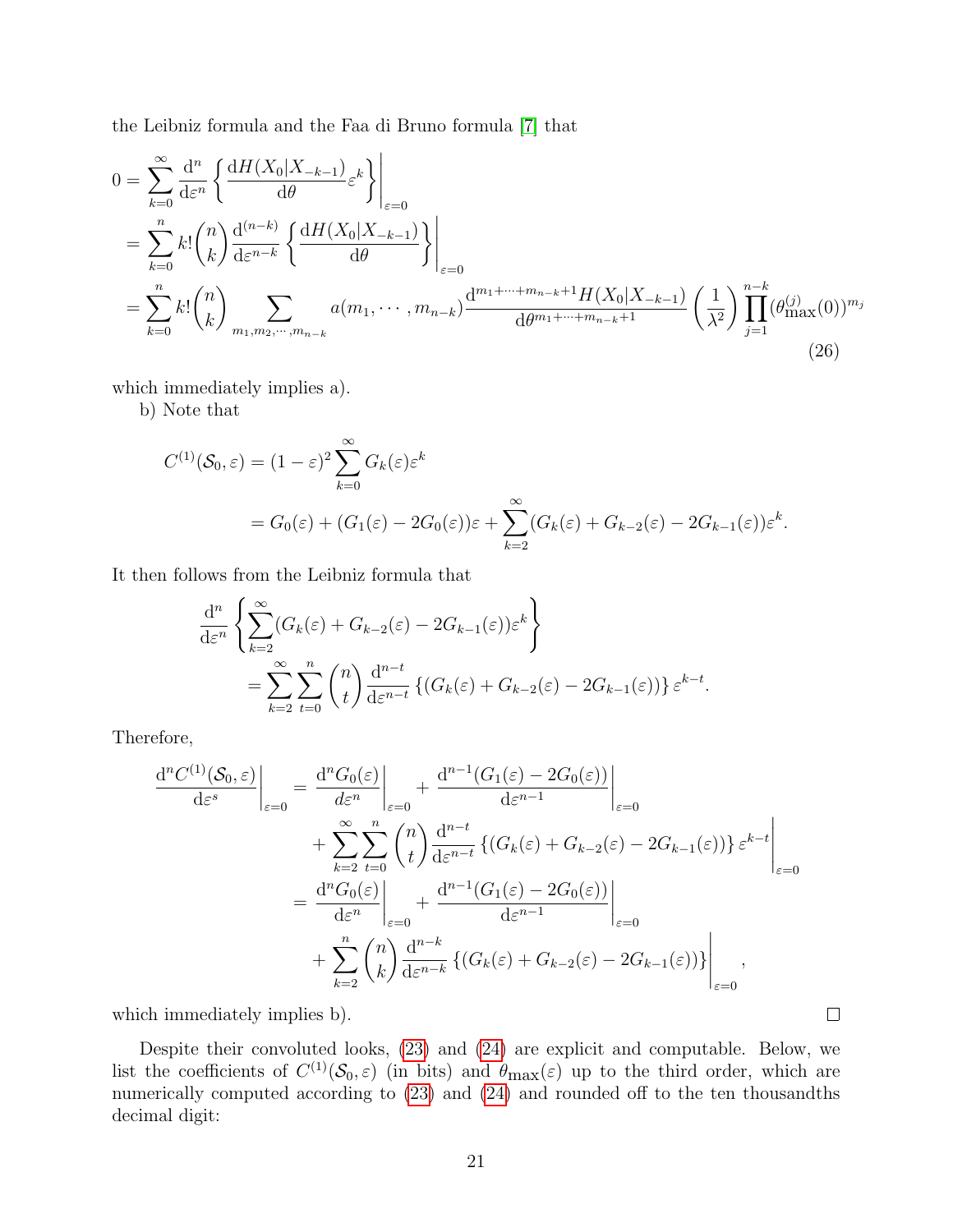the Leibniz formula and the Faa di Bruno formula [7] that

$$
\begin{aligned}
0 &= \sum_{k=0}^{\infty} \frac{\mathrm{d}^n}{\mathrm{d}\varepsilon^n} \left\{ \frac{\mathrm{d}H(X_0|X_{-k-1})}{\mathrm{d}\theta} \varepsilon^k \right\} \Bigg|_{\varepsilon=0} \\
&= \sum_{k=0}^{n} k! \binom{n}{k} \frac{\mathrm{d}^{(n-k)}}{\mathrm{d}\varepsilon^{n-k}} \left\{ \frac{\mathrm{d}H(X_0|X_{-k-1})}{\mathrm{d}\theta} \right\} \Bigg|_{\varepsilon=0} \\
&= \sum_{k=0}^{n} k! \binom{n}{k} \sum_{m_1, m_2, \cdots, m_{n-k}} a(m_1, \cdots, m_{n-k}) \frac{\mathrm{d}^{m_1+\cdots+m_{n-k}+1} H(X_0|X_{-k-1})}{\mathrm{d}\theta^{m_1+\cdots+m_{n-k}+1}} \left( \frac{1}{\lambda^2} \right) \prod_{j=1}^{n-k} (\theta_{\max}^{(j)}(0))^{m_j}
\end{aligned}
\tag{26}
$$

which immediately implies a).

b) Note that

$$
\begin{aligned}
C^{(1)}(\mathcal{S}_0, \varepsilon) &= (1-\varepsilon)^2 \sum_{k=0}^{\infty} G_k(\varepsilon) \varepsilon^k \\
&= G_0(\varepsilon) + (G_1(\varepsilon) - 2G_0(\varepsilon))\varepsilon + \sum_{k=2}^{\infty} (G_k(\varepsilon) + G_{k-2}(\varepsilon) - 2G_{k-1}(\varepsilon))\varepsilon^k.
\end{aligned}
$$

It then follows from the Leibniz formula that

$$
\begin{aligned}
&\frac{\mathrm{d}^n}{\mathrm{d}\varepsilon^n} \left\{ \sum_{k=2}^{\infty} (G_k(\varepsilon) + G_{k-2}(\varepsilon) - 2G_{k-1}(\varepsilon))\varepsilon^k \right\} \\
&\qquad = \sum_{k=2}^{\infty} \sum_{t=0}^{n} \binom{n}{t} \frac{\mathrm{d}^{n-t}}{\mathrm{d}\varepsilon^{n-t}} \left\{ (G_k(\varepsilon) + G_{k-2}(\varepsilon) - 2G_{k-1}(\varepsilon)) \right\} \varepsilon^{k-t}.
\end{aligned}
$$

Therefore,

$$
\begin{aligned}
\frac{\mathrm{d}^n C^{(1)}(\mathcal{S}_0, \varepsilon)}{\mathrm{d}\varepsilon^s} \Bigg|_{\varepsilon=0} &= \frac{\mathrm{d}^n G_0(\varepsilon)}{d\varepsilon^n} \Bigg|_{\varepsilon=0} + \frac{\mathrm{d}^{n-1}(G_1(\varepsilon) - 2G_0(\varepsilon))}{\mathrm{d}\varepsilon^{n-1}} \Bigg|_{\varepsilon=0} \\
&\quad + \sum_{k=2}^{\infty} \sum_{t=0}^{n} \binom{n}{t} \frac{\mathrm{d}^{n-t}}{\mathrm{d}\varepsilon^{n-t}} \left\{ (G_k(\varepsilon) + G_{k-2}(\varepsilon) - 2G_{k-1}(\varepsilon)) \right\} \varepsilon^{k-t} \Bigg|_{\varepsilon=0} \\
&= \frac{\mathrm{d}^n G_0(\varepsilon)}{\mathrm{d}\varepsilon^n} \Bigg|_{\varepsilon=0} + \frac{\mathrm{d}^{n-1}(G_1(\varepsilon) - 2G_0(\varepsilon))}{\mathrm{d}\varepsilon^{n-1}} \Bigg|_{\varepsilon=0} \\
&\quad + \sum_{k=2}^{n} \binom{n}{k} \frac{\mathrm{d}^{n-k}}{\mathrm{d}\varepsilon^{n-k}} \left\{ (G_k(\varepsilon) + G_{k-2}(\varepsilon) - 2G_{k-1}(\varepsilon)) \right\} \Bigg|_{\varepsilon=0},
\end{aligned}
$$

which immediately implies b). □

Despite their convoluted looks, (23) and (24) are explicit and computable. Below, we list the coefficients of $C^{(1)}(\mathcal{S}_0, \varepsilon)$ (in bits) and $\theta_{\max}(\varepsilon)$ up to the third order, which are numerically computed according to (23) and (24) and rounded off to the ten thousandths decimal digit: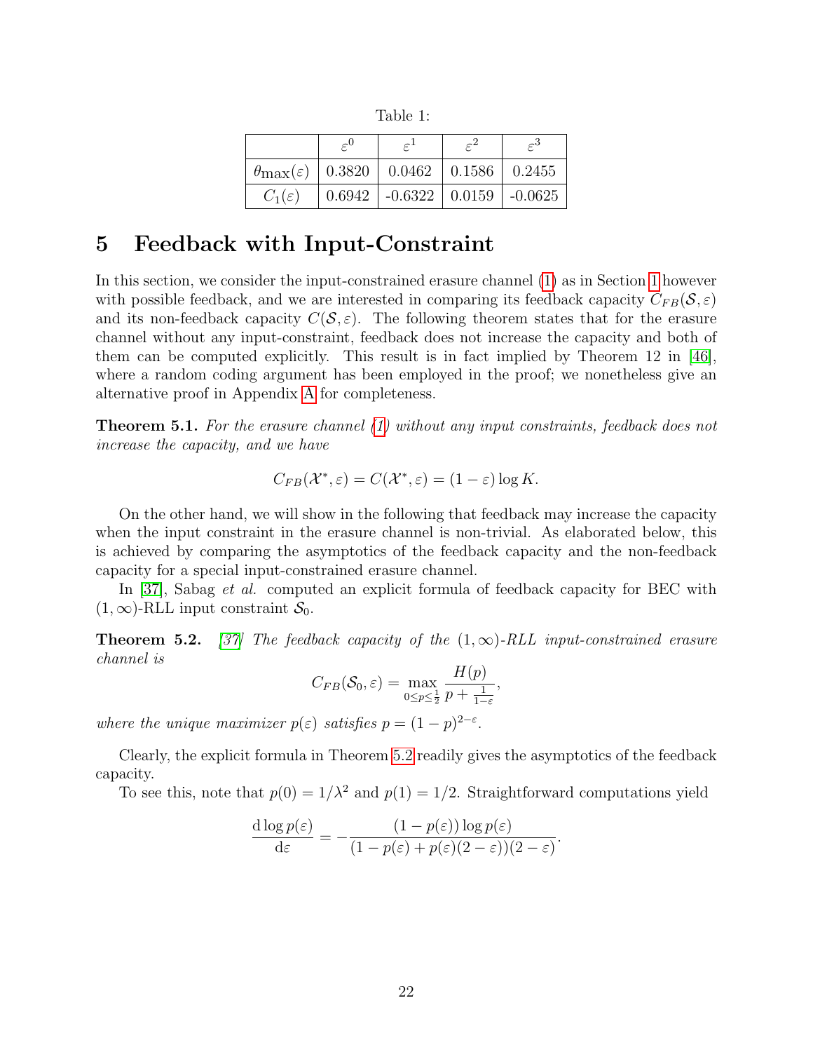Table 1:

| | $\varepsilon^0$ | $\varepsilon^1$ | $\varepsilon^2$ | $\varepsilon^3$ |
|---|---|---|---|---|
| $\theta_{\max}(\varepsilon)$ | 0.3820 | 0.0462 | 0.1586 | 0.2455 |
| $C_1(\varepsilon)$ | 0.6942 | -0.6322 | 0.0159 | -0.0625 |

# 5 Feedback with Input-Constraint

In this section, we consider the input-constrained erasure channel (1) as in Section 1 however with possible feedback, and we are interested in comparing its feedback capacity $C_{FB}(\mathcal{S}, \varepsilon)$ and its non-feedback capacity $C(\mathcal{S}, \varepsilon)$. The following theorem states that for the erasure channel without any input-constraint, feedback does not increase the capacity and both of them can be computed explicitly. This result is in fact implied by Theorem 12 in [46], where a random coding argument has been employed in the proof; we nonetheless give an alternative proof in Appendix A for completeness.

**Theorem 5.1.** *For the erasure channel (1) without any input constraints, feedback does not increase the capacity, and we have*

$$C_{FB}(\mathcal{X}^*, \varepsilon) = C(\mathcal{X}^*, \varepsilon) = (1 - \varepsilon) \log K.$$

On the other hand, we will show in the following that feedback may increase the capacity when the input constraint in the erasure channel is non-trivial. As elaborated below, this is achieved by comparing the asymptotics of the feedback capacity and the non-feedback capacity for a special input-constrained erasure channel.

In [37], Sabag *et al.* computed an explicit formula of feedback capacity for BEC with $(1, \infty)$-RLL input constraint $\mathcal{S}_0$.

**Theorem 5.2.** *[37] The feedback capacity of the $(1, \infty)$-RLL input-constrained erasure channel is*

$$C_{FB}(\mathcal{S}_0, \varepsilon) = \max_{0 \leq p \leq \frac{1}{2}} \frac{H(p)}{p + \frac{1}{1-\varepsilon}},$$

*where the unique maximizer $p(\varepsilon)$ satisfies $p = (1-p)^{2-\varepsilon}$.*

Clearly, the explicit formula in Theorem 5.2 readily gives the asymptotics of the feedback capacity.

To see this, note that $p(0) = 1/\lambda^2$ and $p(1) = 1/2$. Straightforward computations yield

$$\frac{\mathrm{d} \log p(\varepsilon)}{\mathrm{d}\varepsilon} = -\frac{(1 - p(\varepsilon)) \log p(\varepsilon)}{(1 - p(\varepsilon) + p(\varepsilon)(2 - \varepsilon))(2 - \varepsilon)}.$$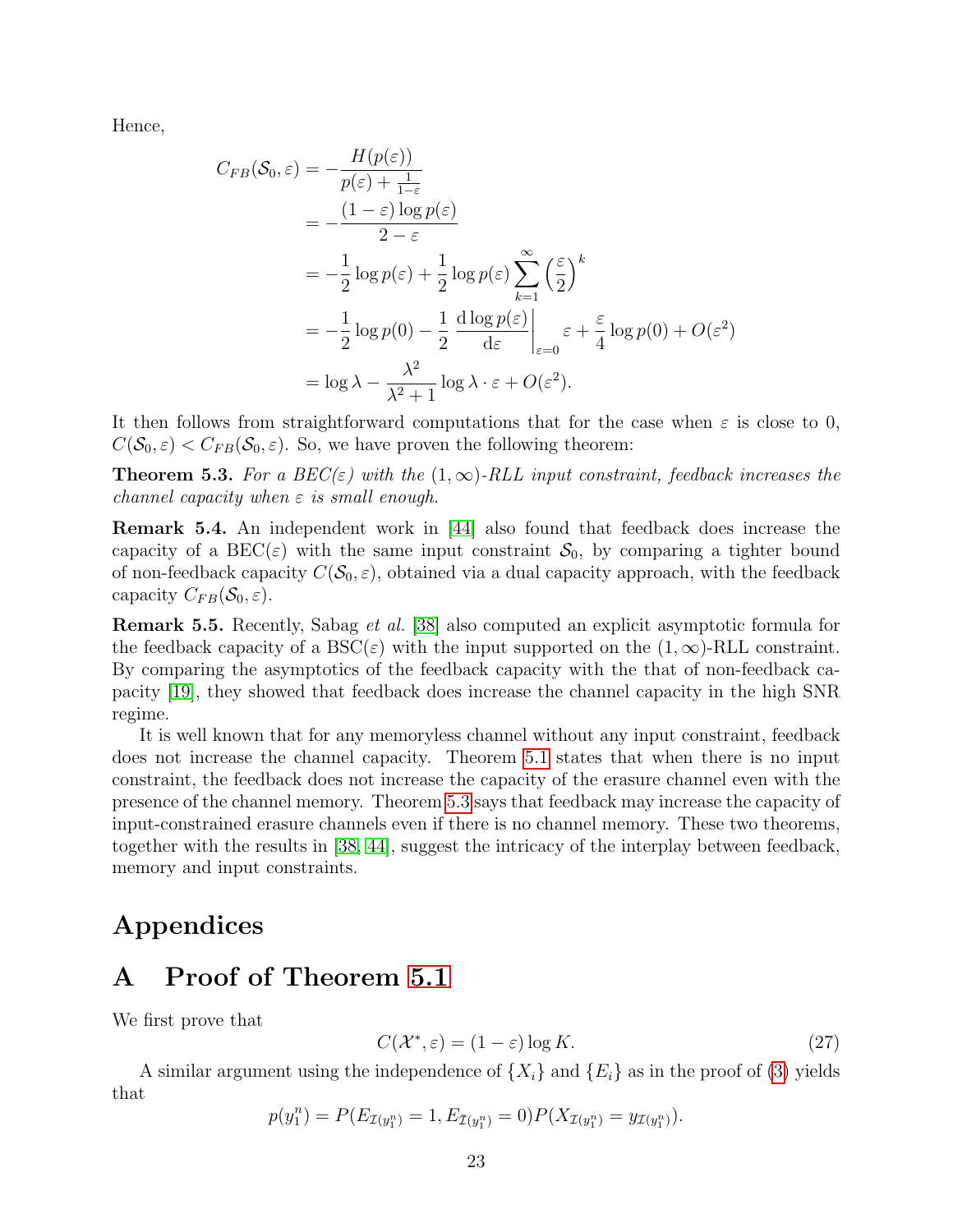Hence,

$$
\begin{aligned}
C_{FB}(\mathcal{S}_0, \varepsilon) &= -\frac{H(p(\varepsilon))}{p(\varepsilon) + \frac{1}{1-\varepsilon}} \\
&= -\frac{(1-\varepsilon)\log p(\varepsilon)}{2-\varepsilon} \\
&= -\frac{1}{2}\log p(\varepsilon) + \frac{1}{2}\log p(\varepsilon)\sum_{k=1}^{\infty}\left(\frac{\varepsilon}{2}\right)^k \\
&= -\frac{1}{2}\log p(0) - \frac{1}{2}\left.\frac{\mathrm{d}\log p(\varepsilon)}{\mathrm{d}\varepsilon}\right|_{\varepsilon=0}\varepsilon + \frac{\varepsilon}{4}\log p(0) + O(\varepsilon^2) \\
&= \log\lambda - \frac{\lambda^2}{\lambda^2+1}\log\lambda\cdot\varepsilon + O(\varepsilon^2).
\end{aligned}
$$

It then follows from straightforward computations that for the case when $\varepsilon$ is close to 0, $C(\mathcal{S}_0, \varepsilon) < C_{FB}(\mathcal{S}_0, \varepsilon)$. So, we have proven the following theorem:

**Theorem 5.3.** *For a BEC($\varepsilon$) with the $(1,\infty)$-RLL input constraint, feedback increases the channel capacity when $\varepsilon$ is small enough.*

**Remark 5.4.** An independent work in [44] also found that feedback does increase the capacity of a BEC($\varepsilon$) with the same input constraint $\mathcal{S}_0$, by comparing a tighter bound of non-feedback capacity $C(\mathcal{S}_0, \varepsilon)$, obtained via a dual capacity approach, with the feedback capacity $C_{FB}(\mathcal{S}_0, \varepsilon)$.

**Remark 5.5.** Recently, Sabag *et al.* [38] also computed an explicit asymptotic formula for the feedback capacity of a BSC($\varepsilon$) with the input supported on the $(1,\infty)$-RLL constraint. By comparing the asymptotics of the feedback capacity with the that of non-feedback capacity [19], they showed that feedback does increase the channel capacity in the high SNR regime.

It is well known that for any memoryless channel without any input constraint, feedback does not increase the channel capacity. Theorem 5.1 states that when there is no input constraint, the feedback does not increase the capacity of the erasure channel even with the presence of the channel memory. Theorem 5.3 says that feedback may increase the capacity of input-constrained erasure channels even if there is no channel memory. These two theorems, together with the results in [38, 44], suggest the intricacy of the interplay between feedback, memory and input constraints.

# Appendices

## A Proof of Theorem 5.1

We first prove that

$$
C(\mathcal{X}^*, \varepsilon) = (1-\varepsilon)\log K. \tag{27}
$$

A similar argument using the independence of $\{X_i\}$ and $\{E_i\}$ as in the proof of (3) yields that

$$
p(y_1^n) = P(E_{\mathcal{I}(y_1^n)} = 1, E_{\bar{\mathcal{I}}(y_1^n)} = 0)P(X_{\mathcal{I}(y_1^n)} = y_{\mathcal{I}(y_1^n)}).
$$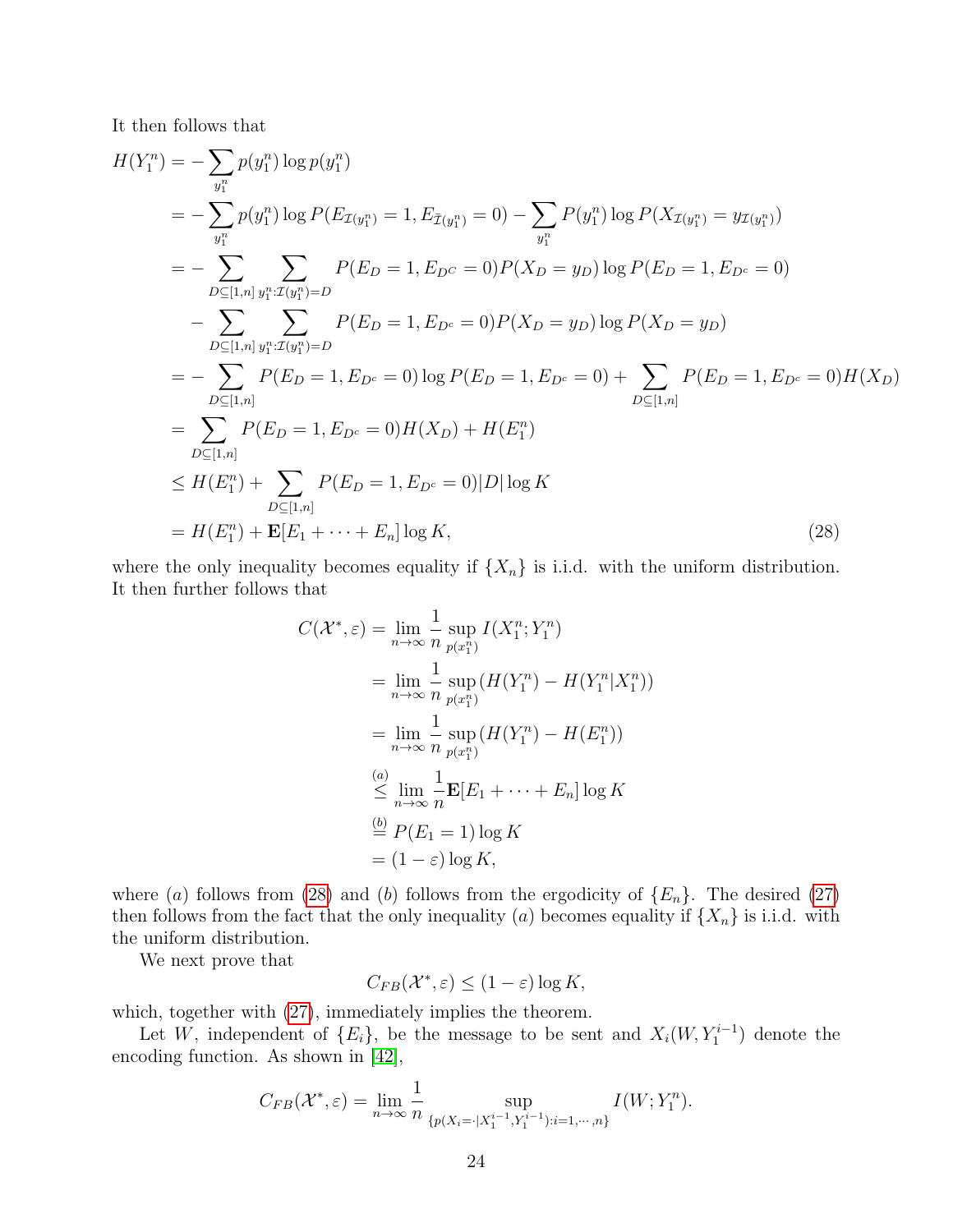It then follows that

$$
\begin{aligned}
H(Y_1^n) &= -\sum_{y_1^n} p(y_1^n) \log p(y_1^n) \\
&= -\sum_{y_1^n} p(y_1^n) \log P(E_{\mathcal{I}(y_1^n)} = 1, E_{\bar{\mathcal{I}}(y_1^n)} = 0) - \sum_{y_1^n} P(y_1^n) \log P(X_{\mathcal{I}(y_1^n)} = y_{\mathcal{I}(y_1^n)}) \\
&= -\sum_{D \subseteq [1,n]} \sum_{y_1^n : \mathcal{I}(y_1^n) = D} P(E_D = 1, E_{D^C} = 0) P(X_D = y_D) \log P(E_D = 1, E_{D^c} = 0) \\
&\quad - \sum_{D \subseteq [1,n]} \sum_{y_1^n : \mathcal{I}(y_1^n) = D} P(E_D = 1, E_{D^c} = 0) P(X_D = y_D) \log P(X_D = y_D) \\
&= -\sum_{D \subseteq [1,n]} P(E_D = 1, E_{D^c} = 0) \log P(E_D = 1, E_{D^c} = 0) + \sum_{D \subseteq [1,n]} P(E_D = 1, E_{D^c} = 0) H(X_D) \\
&= \sum_{D \subseteq [1,n]} P(E_D = 1, E_{D^c} = 0) H(X_D) + H(E_1^n) \\
&\leq H(E_1^n) + \sum_{D \subseteq [1,n]} P(E_D = 1, E_{D^c} = 0) |D| \log K \\
&= H(E_1^n) + \mathbf{E}[E_1 + \cdots + E_n] \log K, 
\end{aligned} \tag{28}
$$

where the only inequality becomes equality if $\{X_n\}$ is i.i.d. with the uniform distribution. It then further follows that

$$
\begin{aligned}
C(\mathcal{X}^*, \varepsilon) &= \lim_{n \to \infty} \frac{1}{n} \sup_{p(x_1^n)} I(X_1^n; Y_1^n) \\
&= \lim_{n \to \infty} \frac{1}{n} \sup_{p(x_1^n)} (H(Y_1^n) - H(Y_1^n | X_1^n)) \\
&= \lim_{n \to \infty} \frac{1}{n} \sup_{p(x_1^n)} (H(Y_1^n) - H(E_1^n)) \\
&\stackrel{(a)}{\leq} \lim_{n \to \infty} \frac{1}{n} \mathbf{E}[E_1 + \cdots + E_n] \log K \\
&\stackrel{(b)}{=} P(E_1 = 1) \log K \\
&= (1 - \varepsilon) \log K,
\end{aligned}
$$

where $(a)$ follows from (28) and $(b)$ follows from the ergodicity of $\{E_n\}$. The desired (27) then follows from the fact that the only inequality $(a)$ becomes equality if $\{X_n\}$ is i.i.d. with the uniform distribution.

We next prove that

$$
C_{FB}(\mathcal{X}^*, \varepsilon) \leq (1 - \varepsilon) \log K,
$$

which, together with (27), immediately implies the theorem.

Let $W$, independent of $\{E_i\}$, be the message to be sent and $X_i(W, Y_1^{i-1})$ denote the encoding function. As shown in [42],

$$
C_{FB}(\mathcal{X}^*, \varepsilon) = \lim_{n \to \infty} \frac{1}{n} \sup_{\{p(X_i = \cdot | X_1^{i-1}, Y_1^{i-1}) : i = 1, \cdots, n\}} I(W; Y_1^n).
$$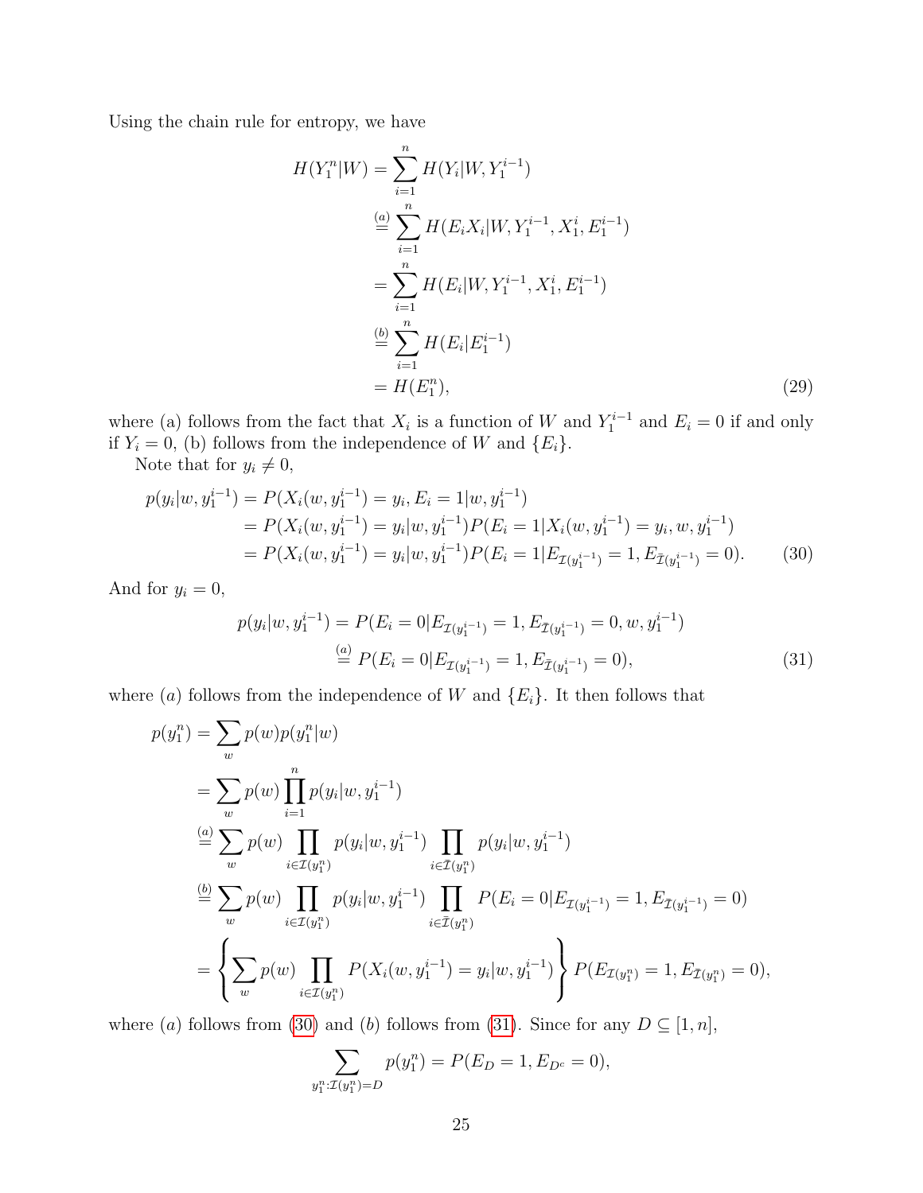Using the chain rule for entropy, we have

$$
\begin{aligned}
H(Y_1^n|W) &= \sum_{i=1}^{n} H(Y_i|W, Y_1^{i-1}) \\
&\overset{(a)}{=} \sum_{i=1}^{n} H(E_i X_i|W, Y_1^{i-1}, X_1^i, E_1^{i-1}) \\
&= \sum_{i=1}^{n} H(E_i|W, Y_1^{i-1}, X_1^i, E_1^{i-1}) \\
&\overset{(b)}{=} \sum_{i=1}^{n} H(E_i|E_1^{i-1}) \\
&= H(E_1^n), \qquad (29)
\end{aligned}
$$

where (a) follows from the fact that $X_i$ is a function of $W$ and $Y_1^{i-1}$ and $E_i = 0$ if and only if $Y_i = 0$, (b) follows from the independence of $W$ and $\{E_i\}$.

Note that for $y_i \neq 0$,

$$
\begin{aligned}
p(y_i|w, y_1^{i-1}) &= P(X_i(w, y_1^{i-1}) = y_i, E_i = 1|w, y_1^{i-1}) \\
&= P(X_i(w, y_1^{i-1}) = y_i|w, y_1^{i-1}) P(E_i = 1|X_i(w, y_1^{i-1}) = y_i, w, y_1^{i-1}) \\
&= P(X_i(w, y_1^{i-1}) = y_i|w, y_1^{i-1}) P(E_i = 1|E_{\mathcal{I}(y_1^{i-1})} = 1, E_{\bar{\mathcal{I}}(y_1^{i-1})} = 0). \qquad (30)
\end{aligned}
$$

And for $y_i = 0$,

$$
\begin{aligned}
p(y_i|w, y_1^{i-1}) &= P(E_i = 0|E_{\mathcal{I}(y_1^{i-1})} = 1, E_{\bar{\mathcal{I}}(y_1^{i-1})} = 0, w, y_1^{i-1}) \\
&\overset{(a)}{=} P(E_i = 0|E_{\mathcal{I}(y_1^{i-1})} = 1, E_{\bar{\mathcal{I}}(y_1^{i-1})} = 0), \qquad (31)
\end{aligned}
$$

where $(a)$ follows from the independence of $W$ and $\{E_i\}$. It then follows that

$$
\begin{aligned}
p(y_1^n) &= \sum_w p(w) p(y_1^n|w) \\
&= \sum_w p(w) \prod_{i=1}^{n} p(y_i|w, y_1^{i-1}) \\
&\overset{(a)}{=} \sum_w p(w) \prod_{i \in \mathcal{I}(y_1^n)} p(y_i|w, y_1^{i-1}) \prod_{i \in \bar{\mathcal{I}}(y_1^n)} p(y_i|w, y_1^{i-1}) \\
&\overset{(b)}{=} \sum_w p(w) \prod_{i \in \mathcal{I}(y_1^n)} p(y_i|w, y_1^{i-1}) \prod_{i \in \bar{\mathcal{I}}(y_1^n)} P(E_i = 0|E_{\mathcal{I}(y_1^{i-1})} = 1, E_{\bar{\mathcal{I}}(y_1^{i-1})} = 0) \\
&= \left\{ \sum_w p(w) \prod_{i \in \mathcal{I}(y_1^n)} P(X_i(w, y_1^{i-1}) = y_i|w, y_1^{i-1}) \right\} P(E_{\mathcal{I}(y_1^n)} = 1, E_{\bar{\mathcal{I}}(y_1^n)} = 0),
\end{aligned}
$$

where $(a)$ follows from (30) and $(b)$ follows from (31). Since for any $D \subseteq [1, n]$,

$$
\sum_{y_1^n : \mathcal{I}(y_1^n) = D} p(y_1^n) = P(E_D = 1, E_{D^c} = 0),
$$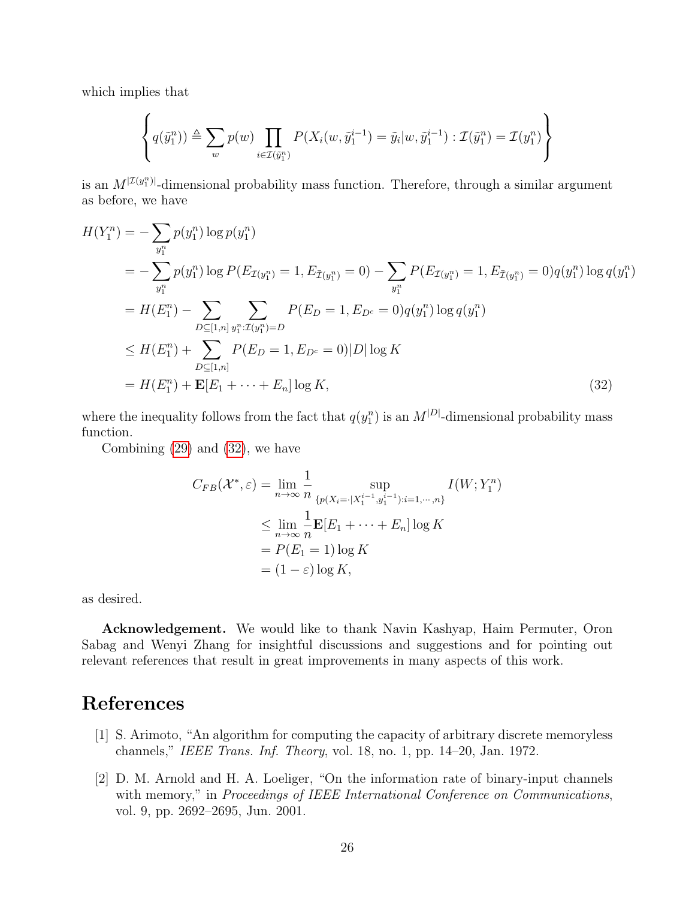which implies that

$$\left\{ q(\tilde{y}_1^n)) \triangleq \sum_w p(w) \prod_{i \in \mathcal{I}(\tilde{y}_1^n)} P(X_i(w, \tilde{y}_1^{i-1}) = \tilde{y}_i | w, \tilde{y}_1^{i-1}) : \mathcal{I}(\tilde{y}_1^n) = \mathcal{I}(y_1^n) \right\}$$

is an $M^{|\mathcal{I}(y_1^n)|}$-dimensional probability mass function. Therefore, through a similar argument as before, we have

$$\begin{aligned}
H(Y_1^n) &= -\sum_{y_1^n} p(y_1^n) \log p(y_1^n) \\
&= -\sum_{y_1^n} p(y_1^n) \log P(E_{\mathcal{I}(y_1^n)} = 1, E_{\bar{\mathcal{I}}(y_1^n)} = 0) - \sum_{y_1^n} P(E_{\mathcal{I}(y_1^n)} = 1, E_{\bar{\mathcal{I}}(y_1^n)} = 0) q(y_1^n) \log q(y_1^n) \\
&= H(E_1^n) - \sum_{D \subseteq [1,n]} \sum_{y_1^n : \mathcal{I}(y_1^n) = D} P(E_D = 1, E_{D^c} = 0) q(y_1^n) \log q(y_1^n) \\
&\leq H(E_1^n) + \sum_{D \subseteq [1,n]} P(E_D = 1, E_{D^c} = 0) |D| \log K \\
&= H(E_1^n) + \mathbf{E}[E_1 + \cdots + E_n] \log K, \qquad (32)
\end{aligned}$$

where the inequality follows from the fact that $q(y_1^n)$ is an $M^{|D|}$-dimensional probability mass function.

Combining (29) and (32), we have

$$\begin{aligned}
C_{FB}(\mathcal{X}^*, \varepsilon) &= \lim_{n \to \infty} \frac{1}{n} \sup_{\{p(X_i = \cdot | X_1^{i-1}, y_1^{i-1}) : i = 1, \cdots, n\}} I(W; Y_1^n) \\
&\leq \lim_{n \to \infty} \frac{1}{n} \mathbf{E}[E_1 + \cdots + E_n] \log K \\
&= P(E_1 = 1) \log K \\
&= (1 - \varepsilon) \log K,
\end{aligned}$$

as desired.

**Acknowledgement.** We would like to thank Navin Kashyap, Haim Permuter, Oron Sabag and Wenyi Zhang for insightful discussions and suggestions and for pointing out relevant references that result in great improvements in many aspects of this work.

# References

[1] S. Arimoto, "An algorithm for computing the capacity of arbitrary discrete memoryless channels," *IEEE Trans. Inf. Theory*, vol. 18, no. 1, pp. 14–20, Jan. 1972.

[2] D. M. Arnold and H. A. Loeliger, "On the information rate of binary-input channels with memory," in *Proceedings of IEEE International Conference on Communications*, vol. 9, pp. 2692–2695, Jun. 2001.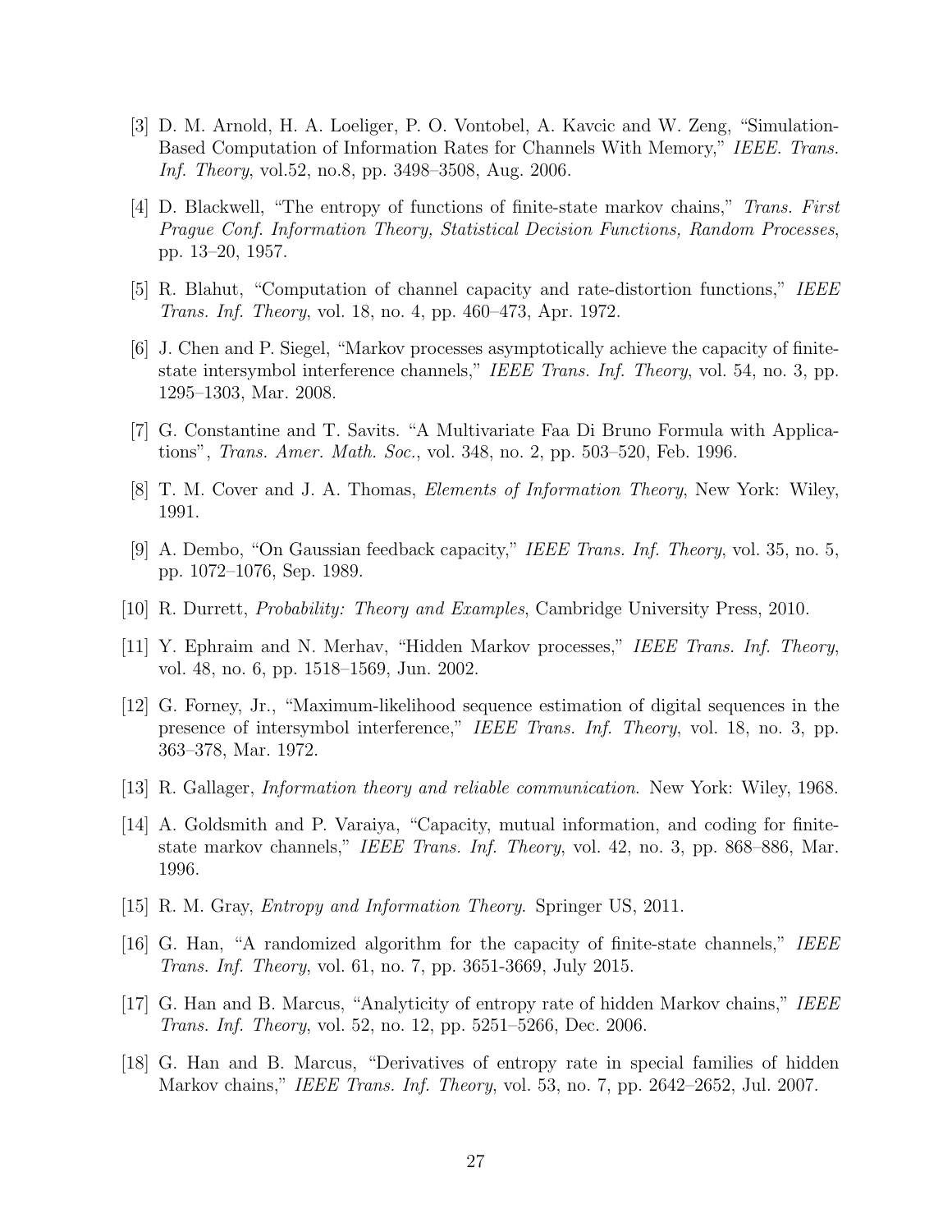[3] D. M. Arnold, H. A. Loeliger, P. O. Vontobel, A. Kavcic and W. Zeng, "Simulation-Based Computation of Information Rates for Channels With Memory," *IEEE. Trans. Inf. Theory*, vol.52, no.8, pp. 3498–3508, Aug. 2006.

[4] D. Blackwell, "The entropy of functions of finite-state markov chains," *Trans. First Prague Conf. Information Theory, Statistical Decision Functions, Random Processes*, pp. 13–20, 1957.

[5] R. Blahut, "Computation of channel capacity and rate-distortion functions," *IEEE Trans. Inf. Theory*, vol. 18, no. 4, pp. 460–473, Apr. 1972.

[6] J. Chen and P. Siegel, "Markov processes asymptotically achieve the capacity of finite-state intersymbol interference channels," *IEEE Trans. Inf. Theory*, vol. 54, no. 3, pp. 1295–1303, Mar. 2008.

[7] G. Constantine and T. Savits. "A Multivariate Faa Di Bruno Formula with Applications", *Trans. Amer. Math. Soc.*, vol. 348, no. 2, pp. 503–520, Feb. 1996.

[8] T. M. Cover and J. A. Thomas, *Elements of Information Theory*, New York: Wiley, 1991.

[9] A. Dembo, "On Gaussian feedback capacity," *IEEE Trans. Inf. Theory*, vol. 35, no. 5, pp. 1072–1076, Sep. 1989.

[10] R. Durrett, *Probability: Theory and Examples*, Cambridge University Press, 2010.

[11] Y. Ephraim and N. Merhav, "Hidden Markov processes," *IEEE Trans. Inf. Theory*, vol. 48, no. 6, pp. 1518–1569, Jun. 2002.

[12] G. Forney, Jr., "Maximum-likelihood sequence estimation of digital sequences in the presence of intersymbol interference," *IEEE Trans. Inf. Theory*, vol. 18, no. 3, pp. 363–378, Mar. 1972.

[13] R. Gallager, *Information theory and reliable communication*. New York: Wiley, 1968.

[14] A. Goldsmith and P. Varaiya, "Capacity, mutual information, and coding for finite-state markov channels," *IEEE Trans. Inf. Theory*, vol. 42, no. 3, pp. 868–886, Mar. 1996.

[15] R. M. Gray, *Entropy and Information Theory*. Springer US, 2011.

[16] G. Han, "A randomized algorithm for the capacity of finite-state channels," *IEEE Trans. Inf. Theory*, vol. 61, no. 7, pp. 3651-3669, July 2015.

[17] G. Han and B. Marcus, "Analyticity of entropy rate of hidden Markov chains," *IEEE Trans. Inf. Theory*, vol. 52, no. 12, pp. 5251–5266, Dec. 2006.

[18] G. Han and B. Marcus, "Derivatives of entropy rate in special families of hidden Markov chains," *IEEE Trans. Inf. Theory*, vol. 53, no. 7, pp. 2642–2652, Jul. 2007.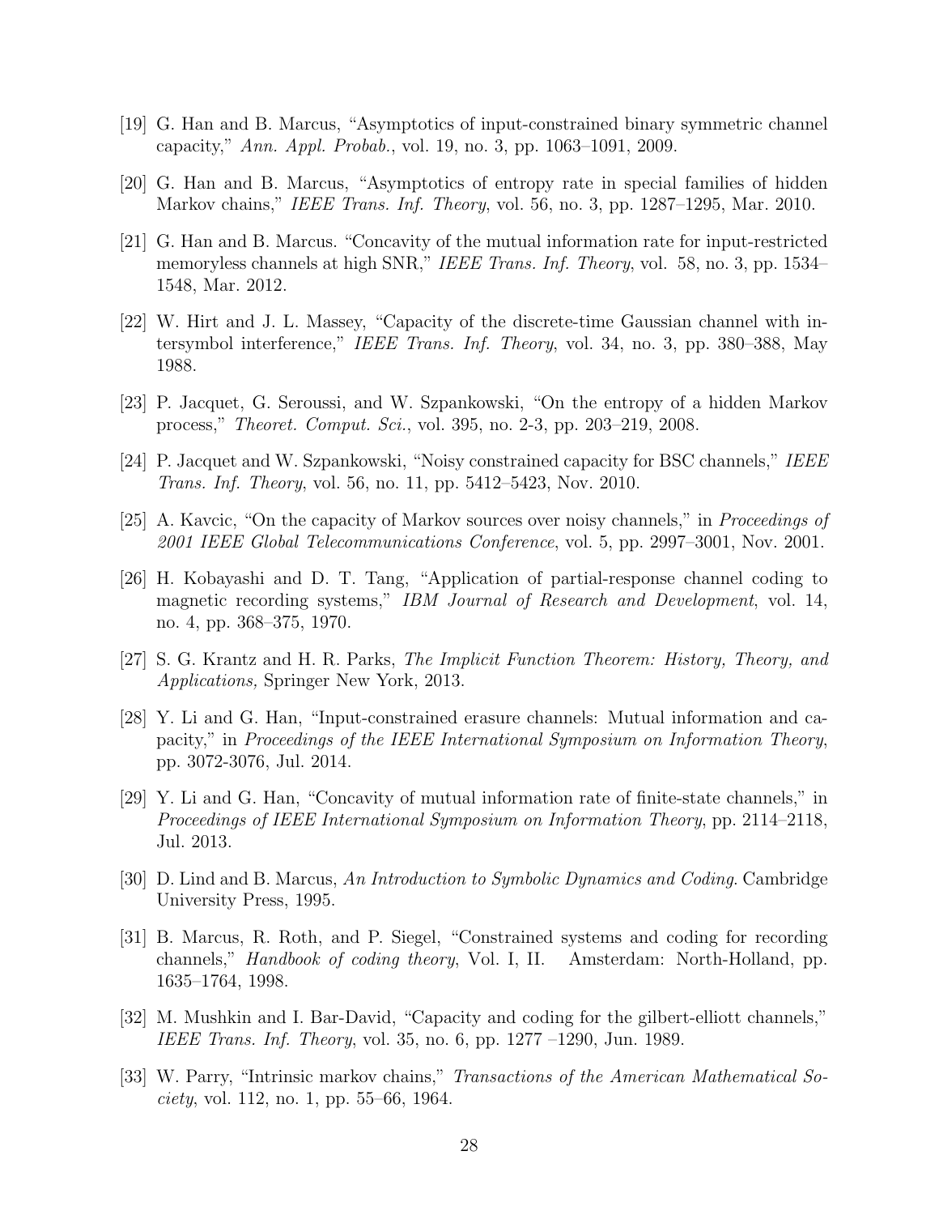[19] G. Han and B. Marcus, "Asymptotics of input-constrained binary symmetric channel capacity," *Ann. Appl. Probab.*, vol. 19, no. 3, pp. 1063–1091, 2009.

[20] G. Han and B. Marcus, "Asymptotics of entropy rate in special families of hidden Markov chains," *IEEE Trans. Inf. Theory*, vol. 56, no. 3, pp. 1287–1295, Mar. 2010.

[21] G. Han and B. Marcus. "Concavity of the mutual information rate for input-restricted memoryless channels at high SNR," *IEEE Trans. Inf. Theory*, vol. 58, no. 3, pp. 1534–1548, Mar. 2012.

[22] W. Hirt and J. L. Massey, "Capacity of the discrete-time Gaussian channel with intersymbol interference," *IEEE Trans. Inf. Theory*, vol. 34, no. 3, pp. 380–388, May 1988.

[23] P. Jacquet, G. Seroussi, and W. Szpankowski, "On the entropy of a hidden Markov process," *Theoret. Comput. Sci.*, vol. 395, no. 2-3, pp. 203–219, 2008.

[24] P. Jacquet and W. Szpankowski, "Noisy constrained capacity for BSC channels," *IEEE Trans. Inf. Theory*, vol. 56, no. 11, pp. 5412–5423, Nov. 2010.

[25] A. Kavcic, "On the capacity of Markov sources over noisy channels," in *Proceedings of 2001 IEEE Global Telecommunications Conference*, vol. 5, pp. 2997–3001, Nov. 2001.

[26] H. Kobayashi and D. T. Tang, "Application of partial-response channel coding to magnetic recording systems," *IBM Journal of Research and Development*, vol. 14, no. 4, pp. 368–375, 1970.

[27] S. G. Krantz and H. R. Parks, *The Implicit Function Theorem: History, Theory, and Applications,* Springer New York, 2013.

[28] Y. Li and G. Han, "Input-constrained erasure channels: Mutual information and capacity," in *Proceedings of the IEEE International Symposium on Information Theory*, pp. 3072-3076, Jul. 2014.

[29] Y. Li and G. Han, "Concavity of mutual information rate of finite-state channels," in *Proceedings of IEEE International Symposium on Information Theory*, pp. 2114–2118, Jul. 2013.

[30] D. Lind and B. Marcus, *An Introduction to Symbolic Dynamics and Coding*. Cambridge University Press, 1995.

[31] B. Marcus, R. Roth, and P. Siegel, "Constrained systems and coding for recording channels," *Handbook of coding theory*, Vol. I, II. Amsterdam: North-Holland, pp. 1635–1764, 1998.

[32] M. Mushkin and I. Bar-David, "Capacity and coding for the gilbert-elliott channels," *IEEE Trans. Inf. Theory*, vol. 35, no. 6, pp. 1277 –1290, Jun. 1989.

[33] W. Parry, "Intrinsic markov chains," *Transactions of the American Mathematical Society*, vol. 112, no. 1, pp. 55–66, 1964.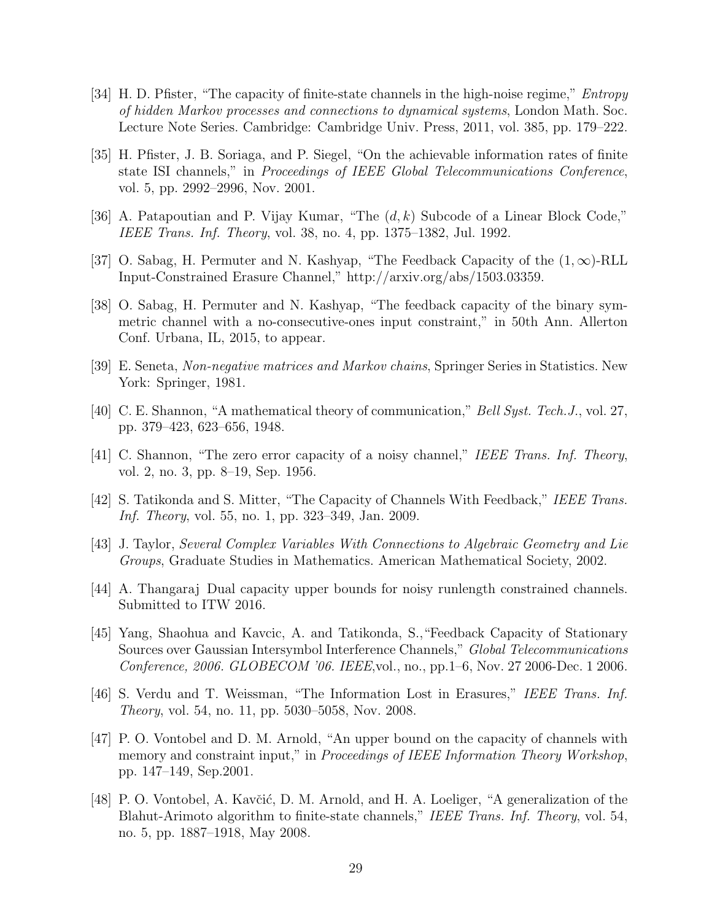[34] H. D. Pfister, "The capacity of finite-state channels in the high-noise regime," *Entropy of hidden Markov processes and connections to dynamical systems*, London Math. Soc. Lecture Note Series. Cambridge: Cambridge Univ. Press, 2011, vol. 385, pp. 179–222.

[35] H. Pfister, J. B. Soriaga, and P. Siegel, "On the achievable information rates of finite state ISI channels," in *Proceedings of IEEE Global Telecommunications Conference*, vol. 5, pp. 2992–2996, Nov. 2001.

[36] A. Patapoutian and P. Vijay Kumar, "The $(d, k)$ Subcode of a Linear Block Code," *IEEE Trans. Inf. Theory*, vol. 38, no. 4, pp. 1375–1382, Jul. 1992.

[37] O. Sabag, H. Permuter and N. Kashyap, "The Feedback Capacity of the $(1, \infty)$-RLL Input-Constrained Erasure Channel," http://arxiv.org/abs/1503.03359.

[38] O. Sabag, H. Permuter and N. Kashyap, "The feedback capacity of the binary symmetric channel with a no-consecutive-ones input constraint," in 50th Ann. Allerton Conf. Urbana, IL, 2015, to appear.

[39] E. Seneta, *Non-negative matrices and Markov chains*, Springer Series in Statistics. New York: Springer, 1981.

[40] C. E. Shannon, "A mathematical theory of communication," *Bell Syst. Tech.J.*, vol. 27, pp. 379–423, 623–656, 1948.

[41] C. Shannon, "The zero error capacity of a noisy channel," *IEEE Trans. Inf. Theory*, vol. 2, no. 3, pp. 8–19, Sep. 1956.

[42] S. Tatikonda and S. Mitter, "The Capacity of Channels With Feedback," *IEEE Trans. Inf. Theory*, vol. 55, no. 1, pp. 323–349, Jan. 2009.

[43] J. Taylor, *Several Complex Variables With Connections to Algebraic Geometry and Lie Groups*, Graduate Studies in Mathematics. American Mathematical Society, 2002.

[44] A. Thangaraj Dual capacity upper bounds for noisy runlength constrained channels. Submitted to ITW 2016.

[45] Yang, Shaohua and Kavcic, A. and Tatikonda, S.,"Feedback Capacity of Stationary Sources over Gaussian Intersymbol Interference Channels," *Global Telecommunications Conference, 2006. GLOBECOM '06. IEEE*,vol., no., pp.1–6, Nov. 27 2006-Dec. 1 2006.

[46] S. Verdu and T. Weissman, "The Information Lost in Erasures," *IEEE Trans. Inf. Theory*, vol. 54, no. 11, pp. 5030–5058, Nov. 2008.

[47] P. O. Vontobel and D. M. Arnold, "An upper bound on the capacity of channels with memory and constraint input," in *Proceedings of IEEE Information Theory Workshop*, pp. 147–149, Sep.2001.

[48] P. O. Vontobel, A. Kavčić, D. M. Arnold, and H. A. Loeliger, "A generalization of the Blahut-Arimoto algorithm to finite-state channels," *IEEE Trans. Inf. Theory*, vol. 54, no. 5, pp. 1887–1918, May 2008.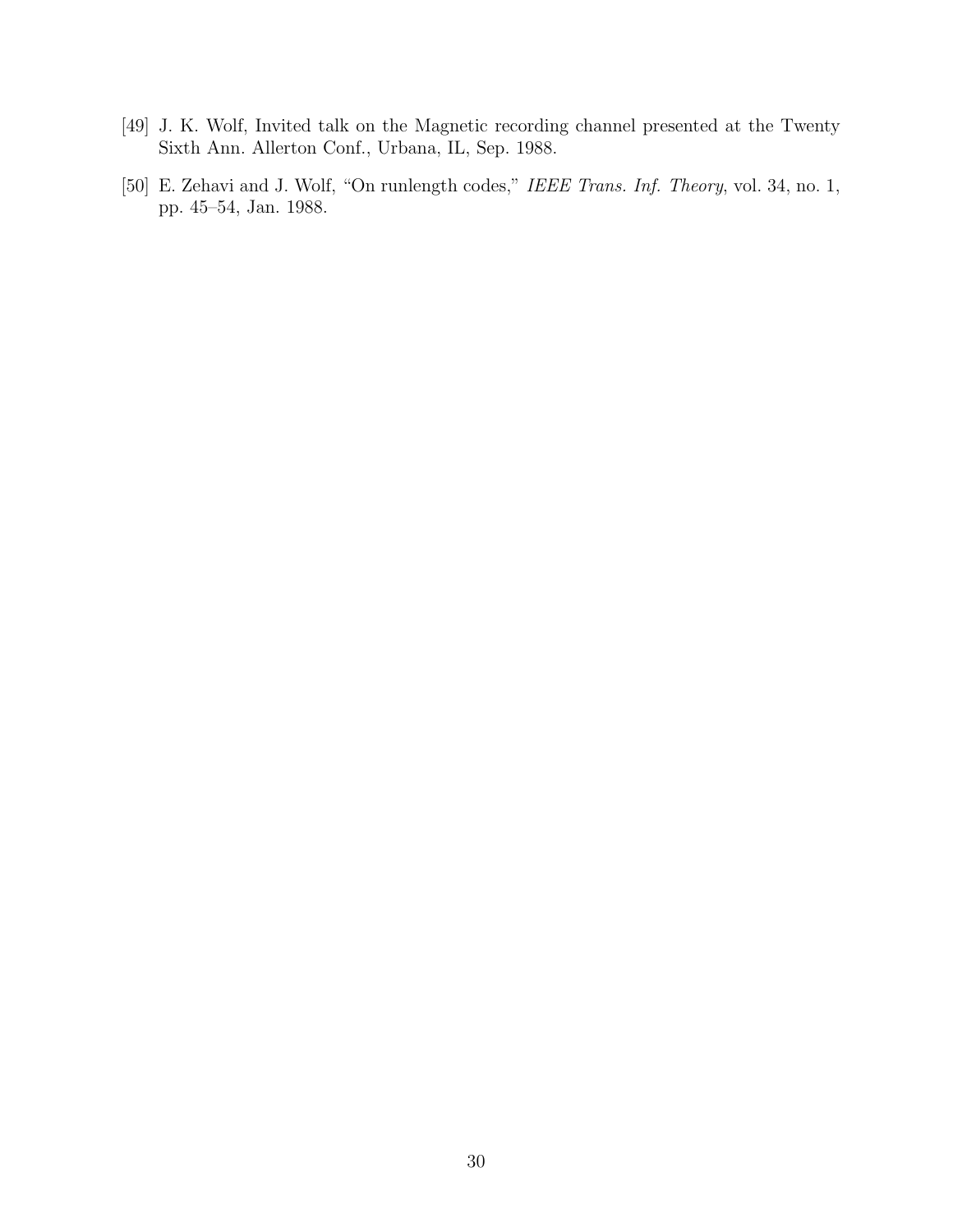[49] J. K. Wolf, Invited talk on the Magnetic recording channel presented at the Twenty Sixth Ann. Allerton Conf., Urbana, IL, Sep. 1988.

[50] E. Zehavi and J. Wolf, "On runlength codes," *IEEE Trans. Inf. Theory*, vol. 34, no. 1, pp. 45–54, Jan. 1988.